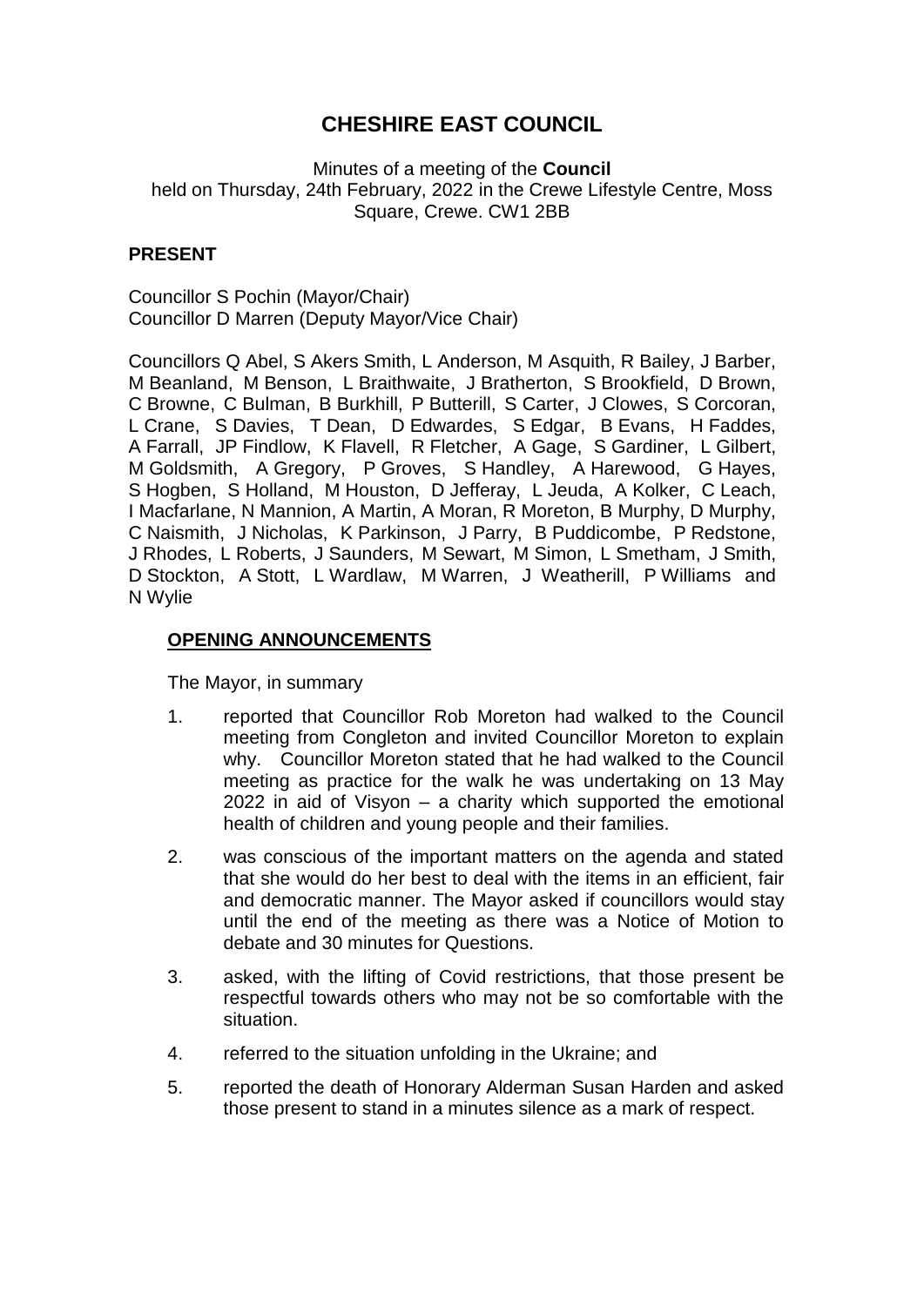# CHESHIRE EAST COUNCIL

Minutes of a meeting of the **Council**
held on Thursday, 24th February, 2022 in the Crewe Lifestyle Centre, Moss Square, Crewe. CW1 2BB

## PRESENT

Councillor S Pochin (Mayor/Chair)
Councillor D Marren (Deputy Mayor/Vice Chair)

Councillors Q Abel, S Akers Smith, L Anderson, M Asquith, R Bailey, J Barber, M Beanland, M Benson, L Braithwaite, J Bratherton, S Brookfield, D Brown, C Browne, C Bulman, B Burkhill, P Butterill, S Carter, J Clowes, S Corcoran, L Crane, S Davies, T Dean, D Edwardes, S Edgar, B Evans, H Faddes, A Farrall, JP Findlow, K Flavell, R Fletcher, A Gage, S Gardiner, L Gilbert, M Goldsmith, A Gregory, P Groves, S Handley, A Harewood, G Hayes, S Hogben, S Holland, M Houston, D Jefferay, L Jeuda, A Kolker, C Leach, I Macfarlane, N Mannion, A Martin, A Moran, R Moreton, B Murphy, D Murphy, C Naismith, J Nicholas, K Parkinson, J Parry, B Puddicombe, P Redstone, J Rhodes, L Roberts, J Saunders, M Sewart, M Simon, L Smetham, J Smith, D Stockton, A Stott, L Wardlaw, M Warren, J Weatherill, P Williams and N Wylie

## OPENING ANNOUNCEMENTS

The Mayor, in summary

1. reported that Councillor Rob Moreton had walked to the Council meeting from Congleton and invited Councillor Moreton to explain why. Councillor Moreton stated that he had walked to the Council meeting as practice for the walk he was undertaking on 13 May 2022 in aid of Visyon – a charity which supported the emotional health of children and young people and their families.
2. was conscious of the important matters on the agenda and stated that she would do her best to deal with the items in an efficient, fair and democratic manner. The Mayor asked if councillors would stay until the end of the meeting as there was a Notice of Motion to debate and 30 minutes for Questions.
3. asked, with the lifting of Covid restrictions, that those present be respectful towards others who may not be so comfortable with the situation.
4. referred to the situation unfolding in the Ukraine; and
5. reported the death of Honorary Alderman Susan Harden and asked those present to stand in a minutes silence as a mark of respect.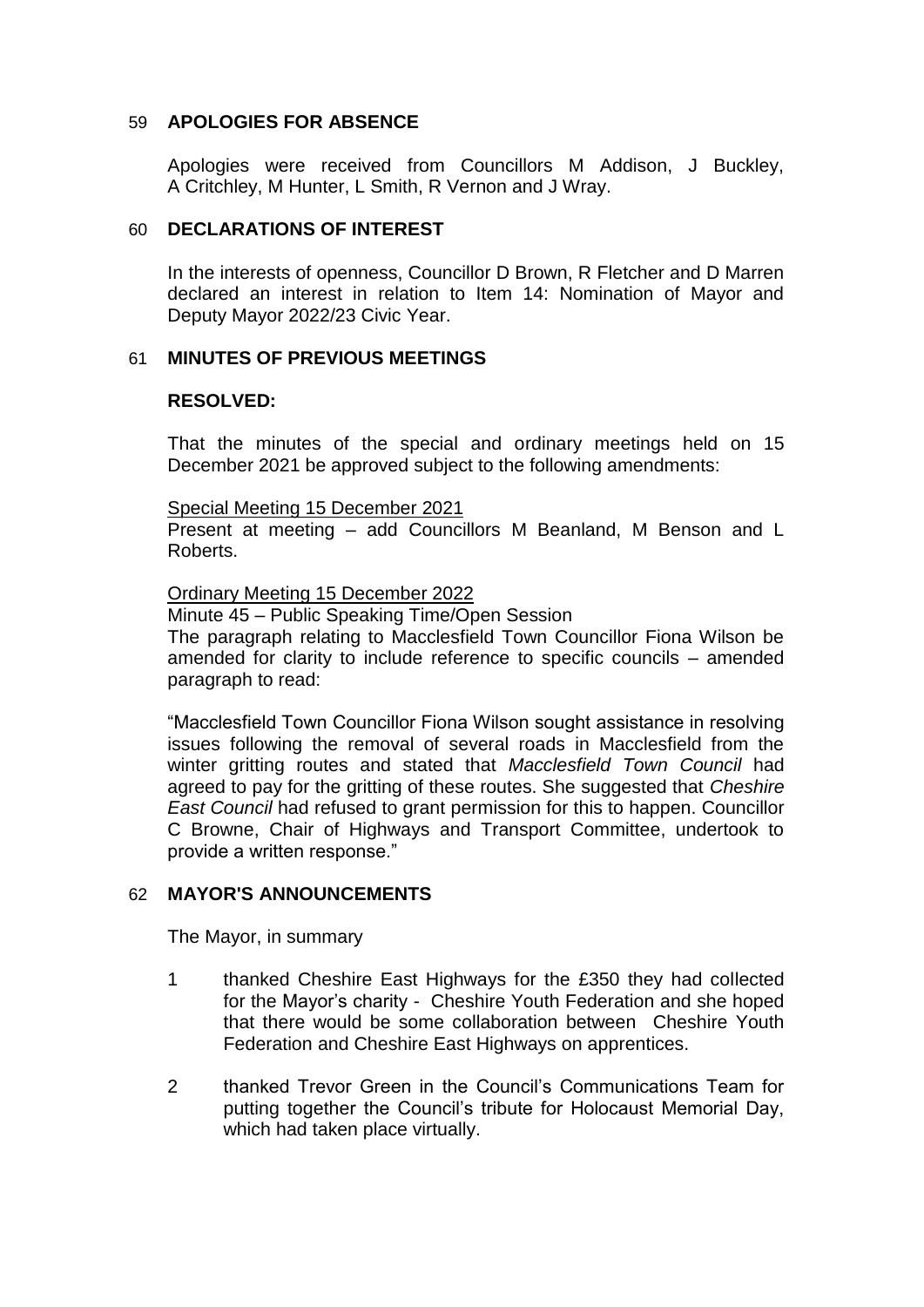## 59 APOLOGIES FOR ABSENCE

Apologies were received from Councillors M Addison, J Buckley, A Critchley, M Hunter, L Smith, R Vernon and J Wray.

## 60 DECLARATIONS OF INTEREST

In the interests of openness, Councillor D Brown, R Fletcher and D Marren declared an interest in relation to Item 14: Nomination of Mayor and Deputy Mayor 2022/23 Civic Year.

## 61 MINUTES OF PREVIOUS MEETINGS

**RESOLVED:**

That the minutes of the special and ordinary meetings held on 15 December 2021 be approved subject to the following amendments:

Special Meeting 15 December 2021
Present at meeting – add Councillors M Beanland, M Benson and L Roberts.

Ordinary Meeting 15 December 2022
Minute 45 – Public Speaking Time/Open Session
The paragraph relating to Macclesfield Town Councillor Fiona Wilson be amended for clarity to include reference to specific councils – amended paragraph to read:

"Macclesfield Town Councillor Fiona Wilson sought assistance in resolving issues following the removal of several roads in Macclesfield from the winter gritting routes and stated that *Macclesfield Town Council* had agreed to pay for the gritting of these routes. She suggested that *Cheshire East Council* had refused to grant permission for this to happen. Councillor C Browne, Chair of Highways and Transport Committee, undertook to provide a written response."

## 62 MAYOR'S ANNOUNCEMENTS

The Mayor, in summary

1. thanked Cheshire East Highways for the £350 they had collected for the Mayor's charity - Cheshire Youth Federation and she hoped that there would be some collaboration between Cheshire Youth Federation and Cheshire East Highways on apprentices.

2. thanked Trevor Green in the Council's Communications Team for putting together the Council's tribute for Holocaust Memorial Day, which had taken place virtually.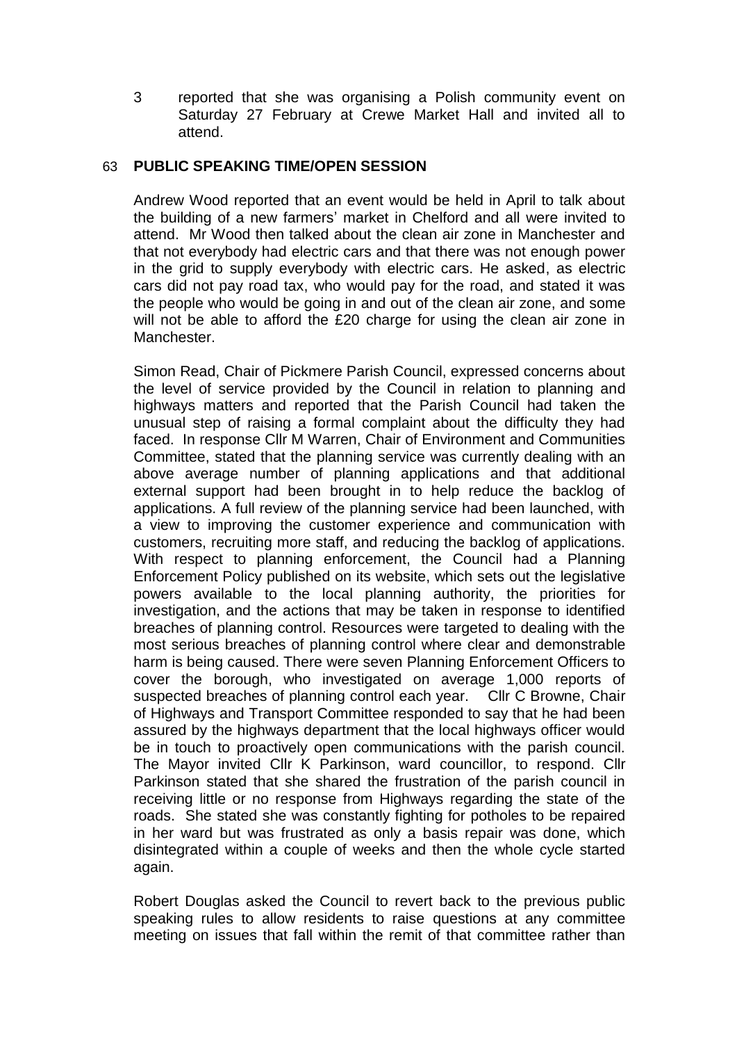3 reported that she was organising a Polish community event on Saturday 27 February at Crewe Market Hall and invited all to attend.

## 63 PUBLIC SPEAKING TIME/OPEN SESSION

Andrew Wood reported that an event would be held in April to talk about the building of a new farmers' market in Chelford and all were invited to attend. Mr Wood then talked about the clean air zone in Manchester and that not everybody had electric cars and that there was not enough power in the grid to supply everybody with electric cars. He asked, as electric cars did not pay road tax, who would pay for the road, and stated it was the people who would be going in and out of the clean air zone, and some will not be able to afford the £20 charge for using the clean air zone in Manchester.

Simon Read, Chair of Pickmere Parish Council, expressed concerns about the level of service provided by the Council in relation to planning and highways matters and reported that the Parish Council had taken the unusual step of raising a formal complaint about the difficulty they had faced. In response Cllr M Warren, Chair of Environment and Communities Committee, stated that the planning service was currently dealing with an above average number of planning applications and that additional external support had been brought in to help reduce the backlog of applications. A full review of the planning service had been launched, with a view to improving the customer experience and communication with customers, recruiting more staff, and reducing the backlog of applications. With respect to planning enforcement, the Council had a Planning Enforcement Policy published on its website, which sets out the legislative powers available to the local planning authority, the priorities for investigation, and the actions that may be taken in response to identified breaches of planning control. Resources were targeted to dealing with the most serious breaches of planning control where clear and demonstrable harm is being caused. There were seven Planning Enforcement Officers to cover the borough, who investigated on average 1,000 reports of suspected breaches of planning control each year. Cllr C Browne, Chair of Highways and Transport Committee responded to say that he had been assured by the highways department that the local highways officer would be in touch to proactively open communications with the parish council. The Mayor invited Cllr K Parkinson, ward councillor, to respond. Cllr Parkinson stated that she shared the frustration of the parish council in receiving little or no response from Highways regarding the state of the roads. She stated she was constantly fighting for potholes to be repaired in her ward but was frustrated as only a basis repair was done, which disintegrated within a couple of weeks and then the whole cycle started again.

Robert Douglas asked the Council to revert back to the previous public speaking rules to allow residents to raise questions at any committee meeting on issues that fall within the remit of that committee rather than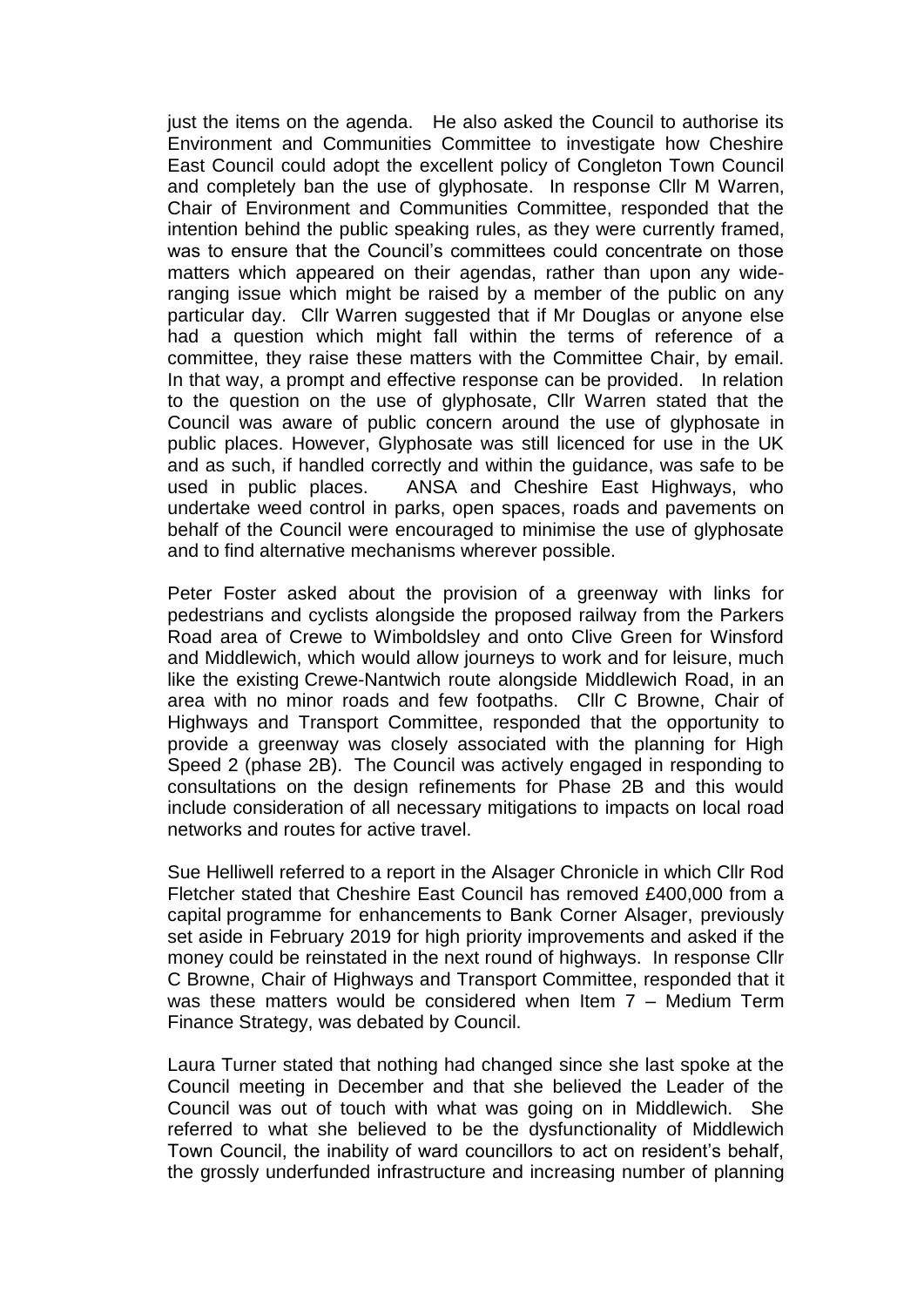just the items on the agenda. He also asked the Council to authorise its Environment and Communities Committee to investigate how Cheshire East Council could adopt the excellent policy of Congleton Town Council and completely ban the use of glyphosate. In response Cllr M Warren, Chair of Environment and Communities Committee, responded that the intention behind the public speaking rules, as they were currently framed, was to ensure that the Council's committees could concentrate on those matters which appeared on their agendas, rather than upon any wide-ranging issue which might be raised by a member of the public on any particular day. Cllr Warren suggested that if Mr Douglas or anyone else had a question which might fall within the terms of reference of a committee, they raise these matters with the Committee Chair, by email. In that way, a prompt and effective response can be provided. In relation to the question on the use of glyphosate, Cllr Warren stated that the Council was aware of public concern around the use of glyphosate in public places. However, Glyphosate was still licenced for use in the UK and as such, if handled correctly and within the guidance, was safe to be used in public places. ANSA and Cheshire East Highways, who undertake weed control in parks, open spaces, roads and pavements on behalf of the Council were encouraged to minimise the use of glyphosate and to find alternative mechanisms wherever possible.

Peter Foster asked about the provision of a greenway with links for pedestrians and cyclists alongside the proposed railway from the Parkers Road area of Crewe to Wimboldsley and onto Clive Green for Winsford and Middlewich, which would allow journeys to work and for leisure, much like the existing Crewe-Nantwich route alongside Middlewich Road, in an area with no minor roads and few footpaths. Cllr C Browne, Chair of Highways and Transport Committee, responded that the opportunity to provide a greenway was closely associated with the planning for High Speed 2 (phase 2B). The Council was actively engaged in responding to consultations on the design refinements for Phase 2B and this would include consideration of all necessary mitigations to impacts on local road networks and routes for active travel.

Sue Helliwell referred to a report in the Alsager Chronicle in which Cllr Rod Fletcher stated that Cheshire East Council has removed £400,000 from a capital programme for enhancements to Bank Corner Alsager, previously set aside in February 2019 for high priority improvements and asked if the money could be reinstated in the next round of highways. In response Cllr C Browne, Chair of Highways and Transport Committee, responded that it was these matters would be considered when Item 7 – Medium Term Finance Strategy, was debated by Council.

Laura Turner stated that nothing had changed since she last spoke at the Council meeting in December and that she believed the Leader of the Council was out of touch with what was going on in Middlewich. She referred to what she believed to be the dysfunctionality of Middlewich Town Council, the inability of ward councillors to act on resident's behalf, the grossly underfunded infrastructure and increasing number of planning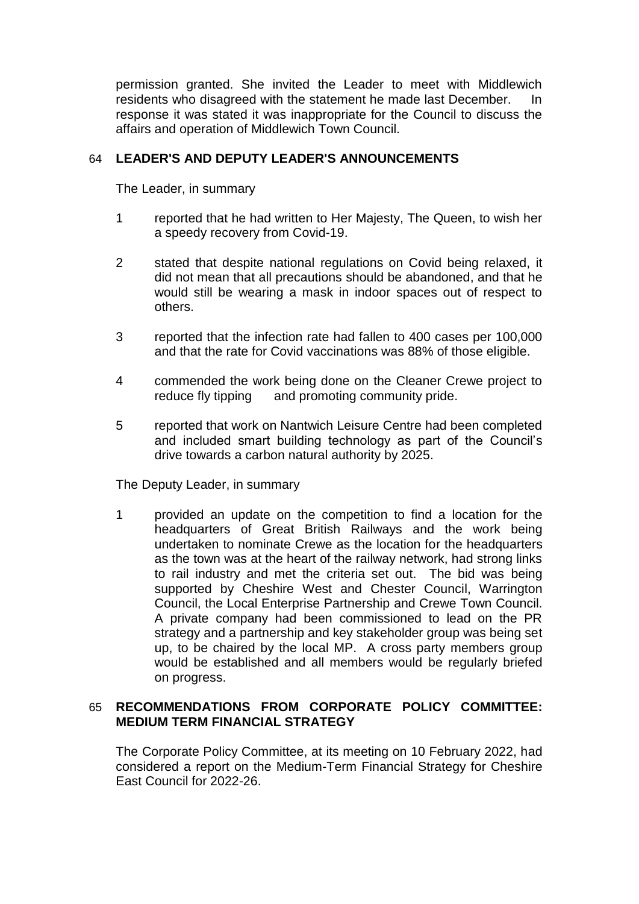permission granted. She invited the Leader to meet with Middlewich residents who disagreed with the statement he made last December. In response it was stated it was inappropriate for the Council to discuss the affairs and operation of Middlewich Town Council.

## 64 LEADER'S AND DEPUTY LEADER'S ANNOUNCEMENTS

The Leader, in summary

1. reported that he had written to Her Majesty, The Queen, to wish her a speedy recovery from Covid-19.
2. stated that despite national regulations on Covid being relaxed, it did not mean that all precautions should be abandoned, and that he would still be wearing a mask in indoor spaces out of respect to others.
3. reported that the infection rate had fallen to 400 cases per 100,000 and that the rate for Covid vaccinations was 88% of those eligible.
4. commended the work being done on the Cleaner Crewe project to reduce fly tipping and promoting community pride.
5. reported that work on Nantwich Leisure Centre had been completed and included smart building technology as part of the Council's drive towards a carbon natural authority by 2025.

The Deputy Leader, in summary

1. provided an update on the competition to find a location for the headquarters of Great British Railways and the work being undertaken to nominate Crewe as the location for the headquarters as the town was at the heart of the railway network, had strong links to rail industry and met the criteria set out. The bid was being supported by Cheshire West and Chester Council, Warrington Council, the Local Enterprise Partnership and Crewe Town Council. A private company had been commissioned to lead on the PR strategy and a partnership and key stakeholder group was being set up, to be chaired by the local MP. A cross party members group would be established and all members would be regularly briefed on progress.

## 65 RECOMMENDATIONS FROM CORPORATE POLICY COMMITTEE: MEDIUM TERM FINANCIAL STRATEGY

The Corporate Policy Committee, at its meeting on 10 February 2022, had considered a report on the Medium-Term Financial Strategy for Cheshire East Council for 2022-26.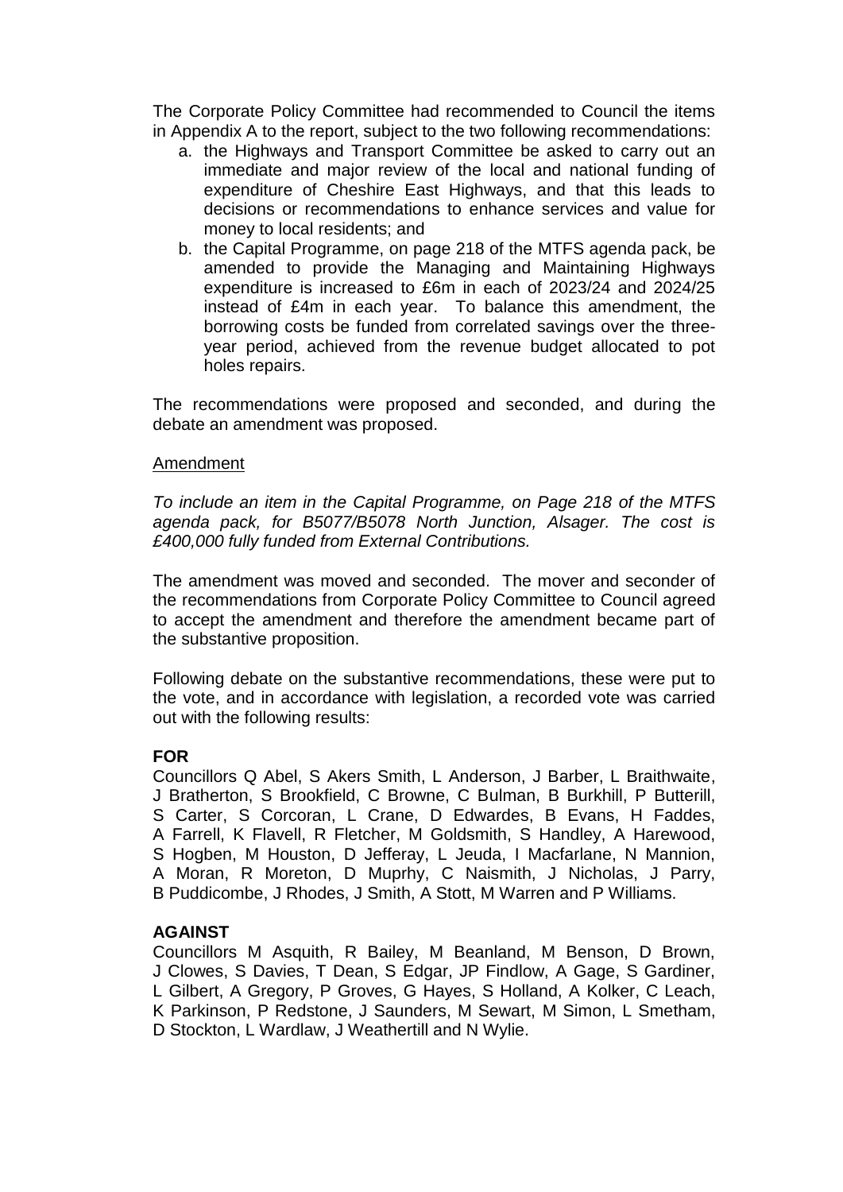The Corporate Policy Committee had recommended to Council the items in Appendix A to the report, subject to the two following recommendations:

a. the Highways and Transport Committee be asked to carry out an immediate and major review of the local and national funding of expenditure of Cheshire East Highways, and that this leads to decisions or recommendations to enhance services and value for money to local residents; and
b. the Capital Programme, on page 218 of the MTFS agenda pack, be amended to provide the Managing and Maintaining Highways expenditure is increased to £6m in each of 2023/24 and 2024/25 instead of £4m in each year. To balance this amendment, the borrowing costs be funded from correlated savings over the three-year period, achieved from the revenue budget allocated to pot holes repairs.

The recommendations were proposed and seconded, and during the debate an amendment was proposed.

Amendment

*To include an item in the Capital Programme, on Page 218 of the MTFS agenda pack, for B5077/B5078 North Junction, Alsager. The cost is £400,000 fully funded from External Contributions.*

The amendment was moved and seconded. The mover and seconder of the recommendations from Corporate Policy Committee to Council agreed to accept the amendment and therefore the amendment became part of the substantive proposition.

Following debate on the substantive recommendations, these were put to the vote, and in accordance with legislation, a recorded vote was carried out with the following results:

**FOR**

Councillors Q Abel, S Akers Smith, L Anderson, J Barber, L Braithwaite, J Bratherton, S Brookfield, C Browne, C Bulman, B Burkhill, P Butterill, S Carter, S Corcoran, L Crane, D Edwardes, B Evans, H Faddes, A Farrell, K Flavell, R Fletcher, M Goldsmith, S Handley, A Harewood, S Hogben, M Houston, D Jefferay, L Jeuda, I Macfarlane, N Mannion, A Moran, R Moreton, D Muprhy, C Naismith, J Nicholas, J Parry, B Puddicombe, J Rhodes, J Smith, A Stott, M Warren and P Williams.

**AGAINST**

Councillors M Asquith, R Bailey, M Beanland, M Benson, D Brown, J Clowes, S Davies, T Dean, S Edgar, JP Findlow, A Gage, S Gardiner, L Gilbert, A Gregory, P Groves, G Hayes, S Holland, A Kolker, C Leach, K Parkinson, P Redstone, J Saunders, M Sewart, M Simon, L Smetham, D Stockton, L Wardlaw, J Weathertill and N Wylie.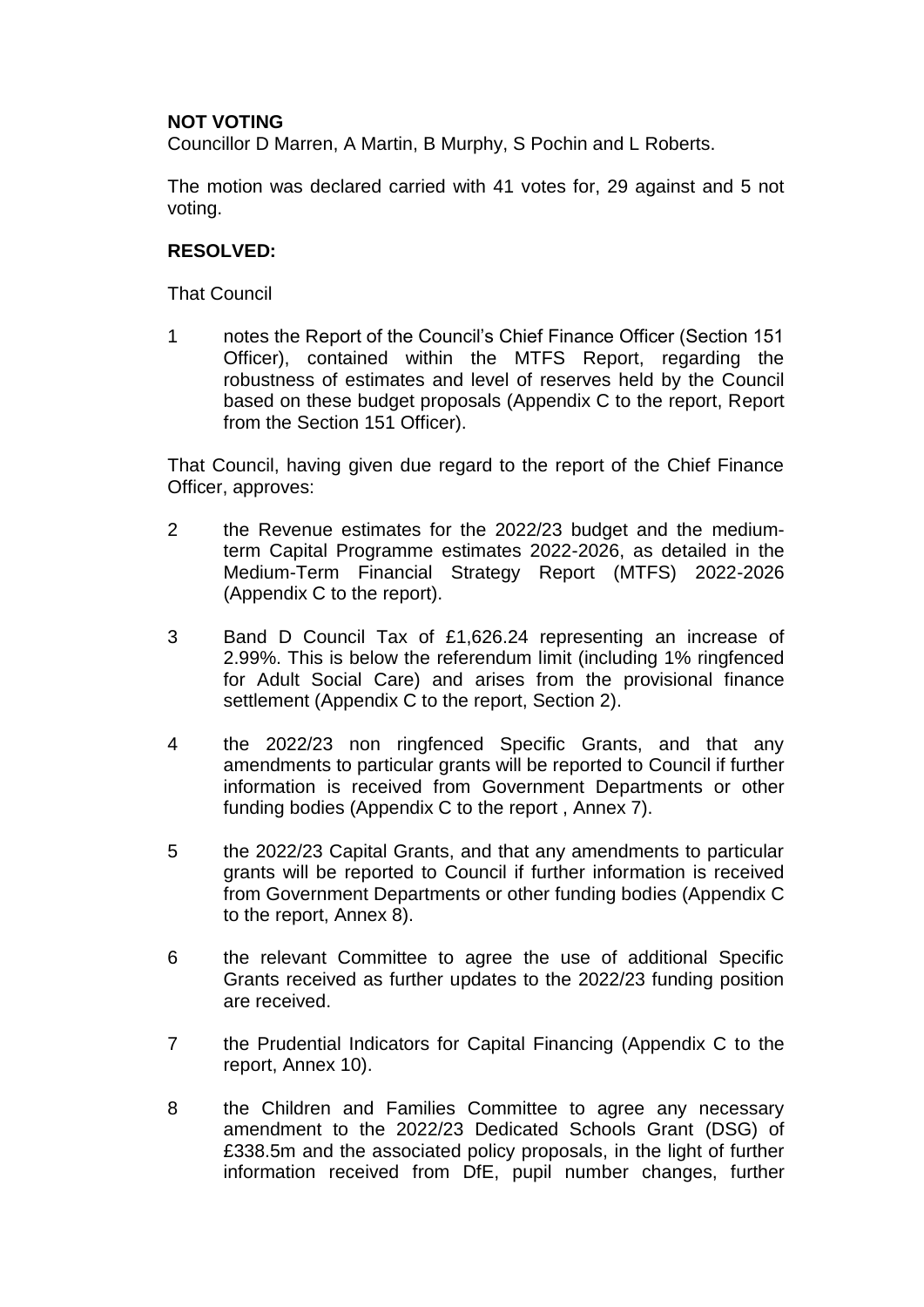**NOT VOTING**

Councillor D Marren, A Martin, B Murphy, S Pochin and L Roberts.

The motion was declared carried with 41 votes for, 29 against and 5 not voting.

**RESOLVED:**

That Council

1. notes the Report of the Council's Chief Finance Officer (Section 151 Officer), contained within the MTFS Report, regarding the robustness of estimates and level of reserves held by the Council based on these budget proposals (Appendix C to the report, Report from the Section 151 Officer).

That Council, having given due regard to the report of the Chief Finance Officer, approves:

2. the Revenue estimates for the 2022/23 budget and the medium-term Capital Programme estimates 2022-2026, as detailed in the Medium-Term Financial Strategy Report (MTFS) 2022-2026 (Appendix C to the report).
3. Band D Council Tax of £1,626.24 representing an increase of 2.99%. This is below the referendum limit (including 1% ringfenced for Adult Social Care) and arises from the provisional finance settlement (Appendix C to the report, Section 2).
4. the 2022/23 non ringfenced Specific Grants, and that any amendments to particular grants will be reported to Council if further information is received from Government Departments or other funding bodies (Appendix C to the report , Annex 7).
5. the 2022/23 Capital Grants, and that any amendments to particular grants will be reported to Council if further information is received from Government Departments or other funding bodies (Appendix C to the report, Annex 8).
6. the relevant Committee to agree the use of additional Specific Grants received as further updates to the 2022/23 funding position are received.
7. the Prudential Indicators for Capital Financing (Appendix C to the report, Annex 10).
8. the Children and Families Committee to agree any necessary amendment to the 2022/23 Dedicated Schools Grant (DSG) of £338.5m and the associated policy proposals, in the light of further information received from DfE, pupil number changes, further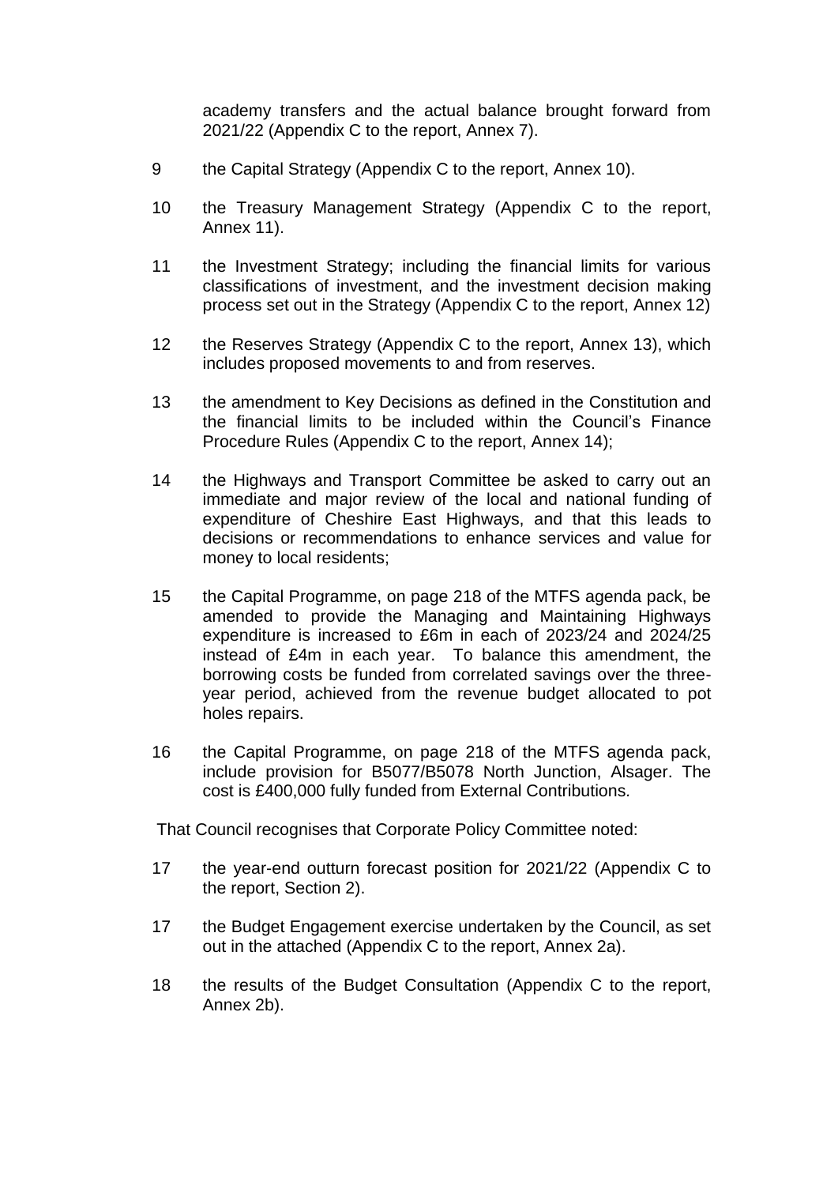academy transfers and the actual balance brought forward from 2021/22 (Appendix C to the report, Annex 7).

9 the Capital Strategy (Appendix C to the report, Annex 10).

10 the Treasury Management Strategy (Appendix C to the report, Annex 11).

11 the Investment Strategy; including the financial limits for various classifications of investment, and the investment decision making process set out in the Strategy (Appendix C to the report, Annex 12)

12 the Reserves Strategy (Appendix C to the report, Annex 13), which includes proposed movements to and from reserves.

13 the amendment to Key Decisions as defined in the Constitution and the financial limits to be included within the Council's Finance Procedure Rules (Appendix C to the report, Annex 14);

14 the Highways and Transport Committee be asked to carry out an immediate and major review of the local and national funding of expenditure of Cheshire East Highways, and that this leads to decisions or recommendations to enhance services and value for money to local residents;

15 the Capital Programme, on page 218 of the MTFS agenda pack, be amended to provide the Managing and Maintaining Highways expenditure is increased to £6m in each of 2023/24 and 2024/25 instead of £4m in each year. To balance this amendment, the borrowing costs be funded from correlated savings over the three-year period, achieved from the revenue budget allocated to pot holes repairs.

16 the Capital Programme, on page 218 of the MTFS agenda pack, include provision for B5077/B5078 North Junction, Alsager. The cost is £400,000 fully funded from External Contributions.

That Council recognises that Corporate Policy Committee noted:

17 the year-end outturn forecast position for 2021/22 (Appendix C to the report, Section 2).

17 the Budget Engagement exercise undertaken by the Council, as set out in the attached (Appendix C to the report, Annex 2a).

18 the results of the Budget Consultation (Appendix C to the report, Annex 2b).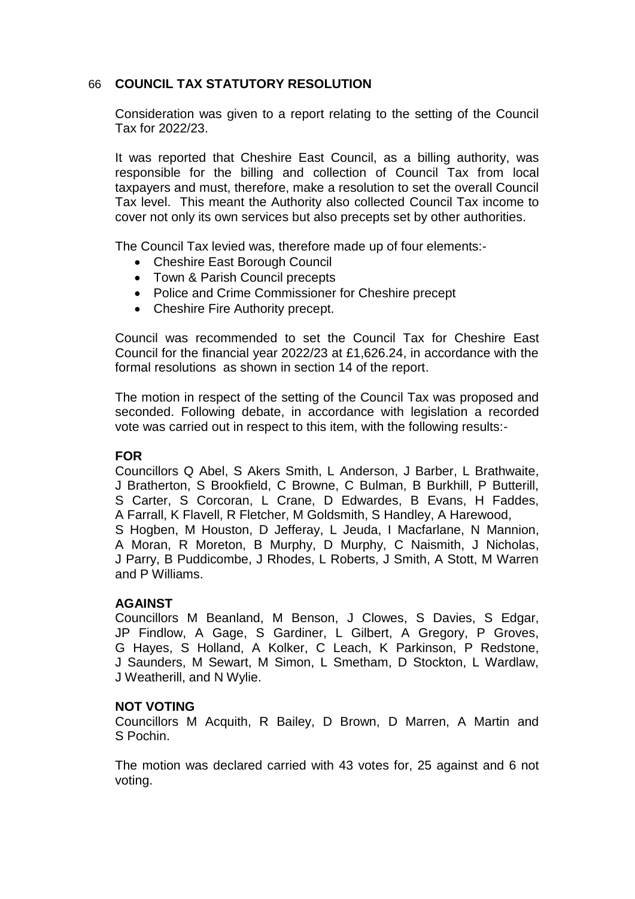## 66 COUNCIL TAX STATUTORY RESOLUTION

Consideration was given to a report relating to the setting of the Council Tax for 2022/23.

It was reported that Cheshire East Council, as a billing authority, was responsible for the billing and collection of Council Tax from local taxpayers and must, therefore, make a resolution to set the overall Council Tax level. This meant the Authority also collected Council Tax income to cover not only its own services but also precepts set by other authorities.

The Council Tax levied was, therefore made up of four elements:-

- Cheshire East Borough Council
- Town & Parish Council precepts
- Police and Crime Commissioner for Cheshire precept
- Cheshire Fire Authority precept.

Council was recommended to set the Council Tax for Cheshire East Council for the financial year 2022/23 at £1,626.24, in accordance with the formal resolutions as shown in section 14 of the report.

The motion in respect of the setting of the Council Tax was proposed and seconded. Following debate, in accordance with legislation a recorded vote was carried out in respect to this item, with the following results:-

**FOR**

Councillors Q Abel, S Akers Smith, L Anderson, J Barber, L Brathwaite, J Bratherton, S Brookfield, C Browne, C Bulman, B Burkhill, P Butterill, S Carter, S Corcoran, L Crane, D Edwardes, B Evans, H Faddes, A Farrall, K Flavell, R Fletcher, M Goldsmith, S Handley, A Harewood, S Hogben, M Houston, D Jefferay, L Jeuda, I Macfarlane, N Mannion, A Moran, R Moreton, B Murphy, D Murphy, C Naismith, J Nicholas, J Parry, B Puddicombe, J Rhodes, L Roberts, J Smith, A Stott, M Warren and P Williams.

**AGAINST**

Councillors M Beanland, M Benson, J Clowes, S Davies, S Edgar, JP Findlow, A Gage, S Gardiner, L Gilbert, A Gregory, P Groves, G Hayes, S Holland, A Kolker, C Leach, K Parkinson, P Redstone, J Saunders, M Sewart, M Simon, L Smetham, D Stockton, L Wardlaw, J Weatherill, and N Wylie.

**NOT VOTING**

Councillors M Acquith, R Bailey, D Brown, D Marren, A Martin and S Pochin.

The motion was declared carried with 43 votes for, 25 against and 6 not voting.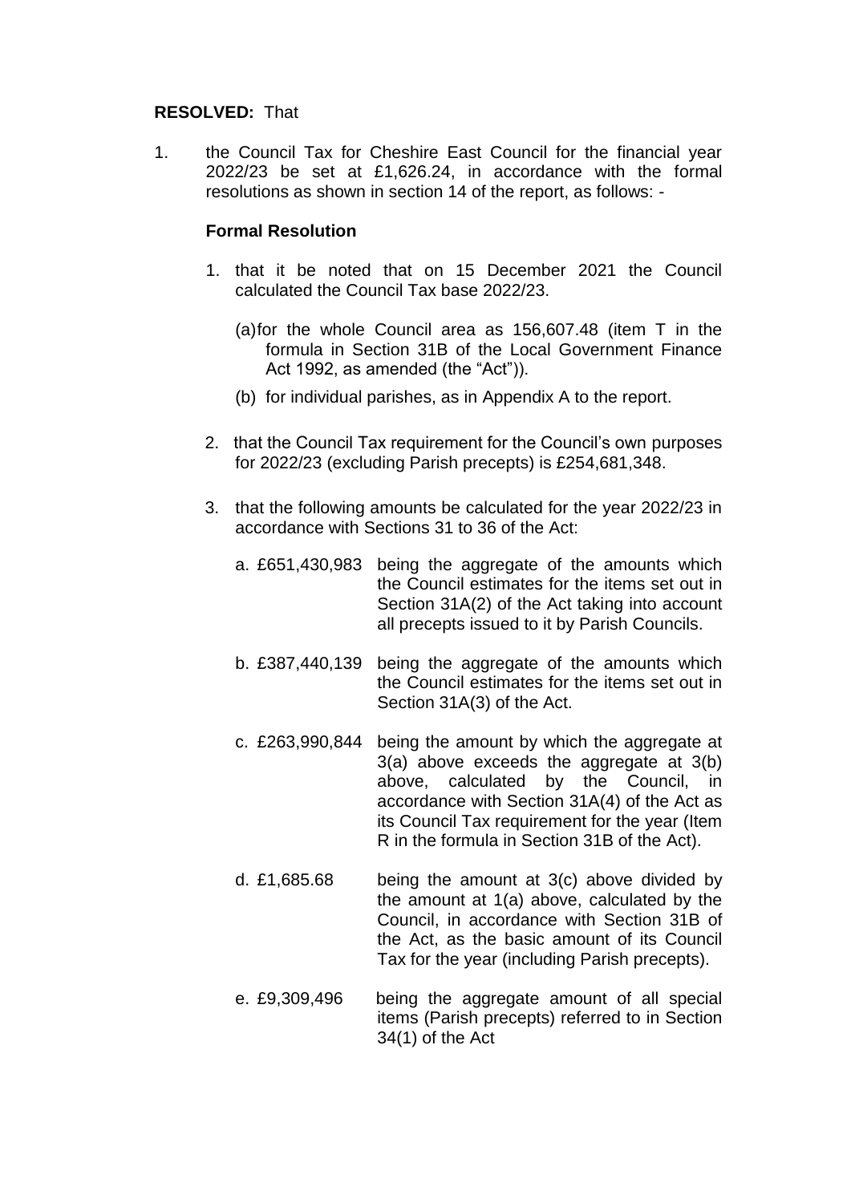**RESOLVED:** That

1. the Council Tax for Cheshire East Council for the financial year 2022/23 be set at £1,626.24, in accordance with the formal resolutions as shown in section 14 of the report, as follows: -

   **Formal Resolution**

   1. that it be noted that on 15 December 2021 the Council calculated the Council Tax base 2022/23.

      (a) for the whole Council area as 156,607.48 (item T in the formula in Section 31B of the Local Government Finance Act 1992, as amended (the "Act")).

      (b) for individual parishes, as in Appendix A to the report.

   2. that the Council Tax requirement for the Council's own purposes for 2022/23 (excluding Parish precepts) is £254,681,348.

   3. that the following amounts be calculated for the year 2022/23 in accordance with Sections 31 to 36 of the Act:

      a. £651,430,983 being the aggregate of the amounts which the Council estimates for the items set out in Section 31A(2) of the Act taking into account all precepts issued to it by Parish Councils.

      b. £387,440,139 being the aggregate of the amounts which the Council estimates for the items set out in Section 31A(3) of the Act.

      c. £263,990,844 being the amount by which the aggregate at 3(a) above exceeds the aggregate at 3(b) above, calculated by the Council, in accordance with Section 31A(4) of the Act as its Council Tax requirement for the year (Item R in the formula in Section 31B of the Act).

      d. £1,685.68 being the amount at 3(c) above divided by the amount at 1(a) above, calculated by the Council, in accordance with Section 31B of the Act, as the basic amount of its Council Tax for the year (including Parish precepts).

      e. £9,309,496 being the aggregate amount of all special items (Parish precepts) referred to in Section 34(1) of the Act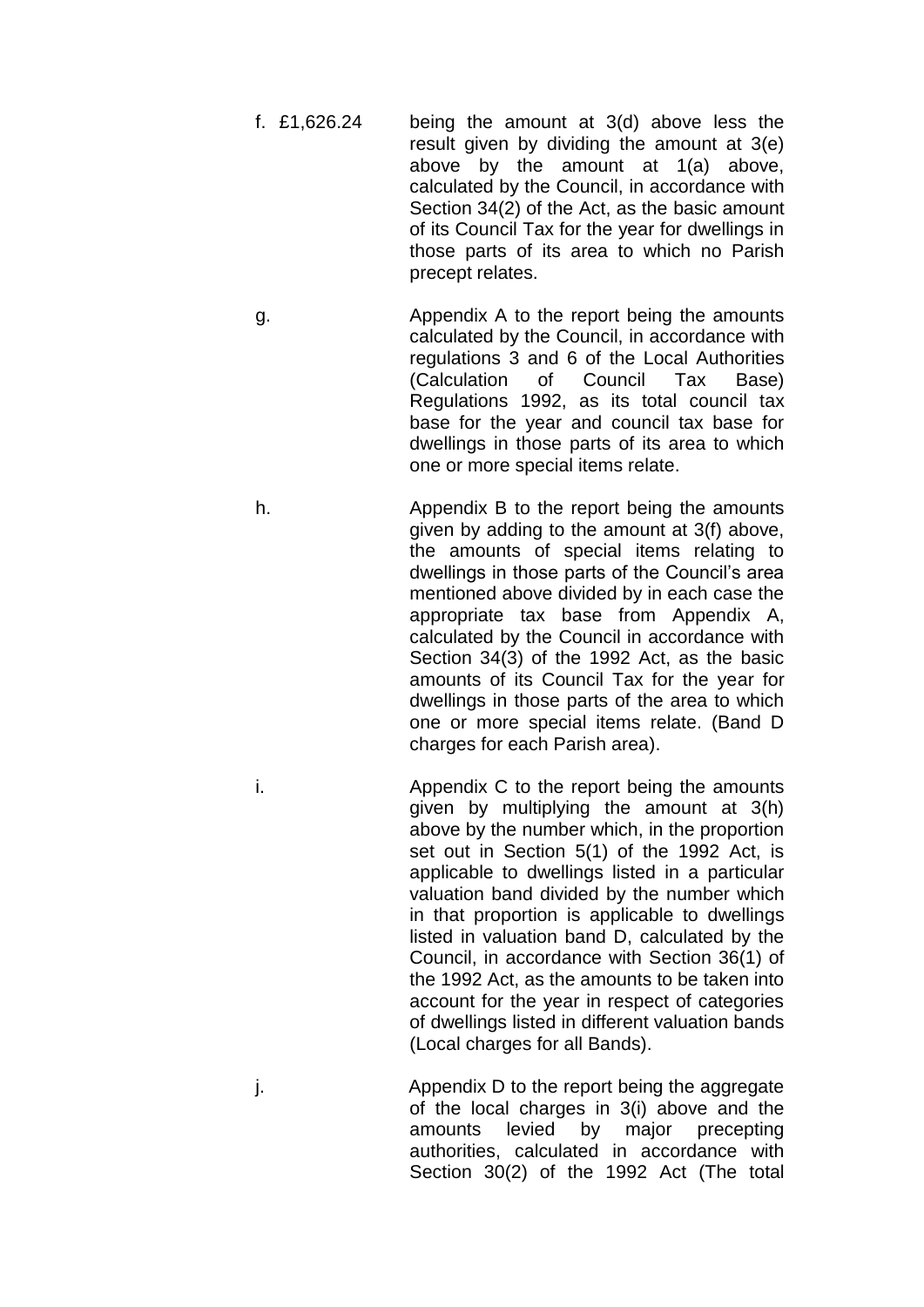f. £1,626.24 being the amount at 3(d) above less the result given by dividing the amount at 3(e) above by the amount at 1(a) above, calculated by the Council, in accordance with Section 34(2) of the Act, as the basic amount of its Council Tax for the year for dwellings in those parts of its area to which no Parish precept relates.

g. Appendix A to the report being the amounts calculated by the Council, in accordance with regulations 3 and 6 of the Local Authorities (Calculation of Council Tax Base) Regulations 1992, as its total council tax base for the year and council tax base for dwellings in those parts of its area to which one or more special items relate.

h. Appendix B to the report being the amounts given by adding to the amount at 3(f) above, the amounts of special items relating to dwellings in those parts of the Council's area mentioned above divided by in each case the appropriate tax base from Appendix A, calculated by the Council in accordance with Section 34(3) of the 1992 Act, as the basic amounts of its Council Tax for the year for dwellings in those parts of the area to which one or more special items relate. (Band D charges for each Parish area).

i. Appendix C to the report being the amounts given by multiplying the amount at 3(h) above by the number which, in the proportion set out in Section 5(1) of the 1992 Act, is applicable to dwellings listed in a particular valuation band divided by the number which in that proportion is applicable to dwellings listed in valuation band D, calculated by the Council, in accordance with Section 36(1) of the 1992 Act, as the amounts to be taken into account for the year in respect of categories of dwellings listed in different valuation bands (Local charges for all Bands).

j. Appendix D to the report being the aggregate of the local charges in 3(i) above and the amounts levied by major precepting authorities, calculated in accordance with Section 30(2) of the 1992 Act (The total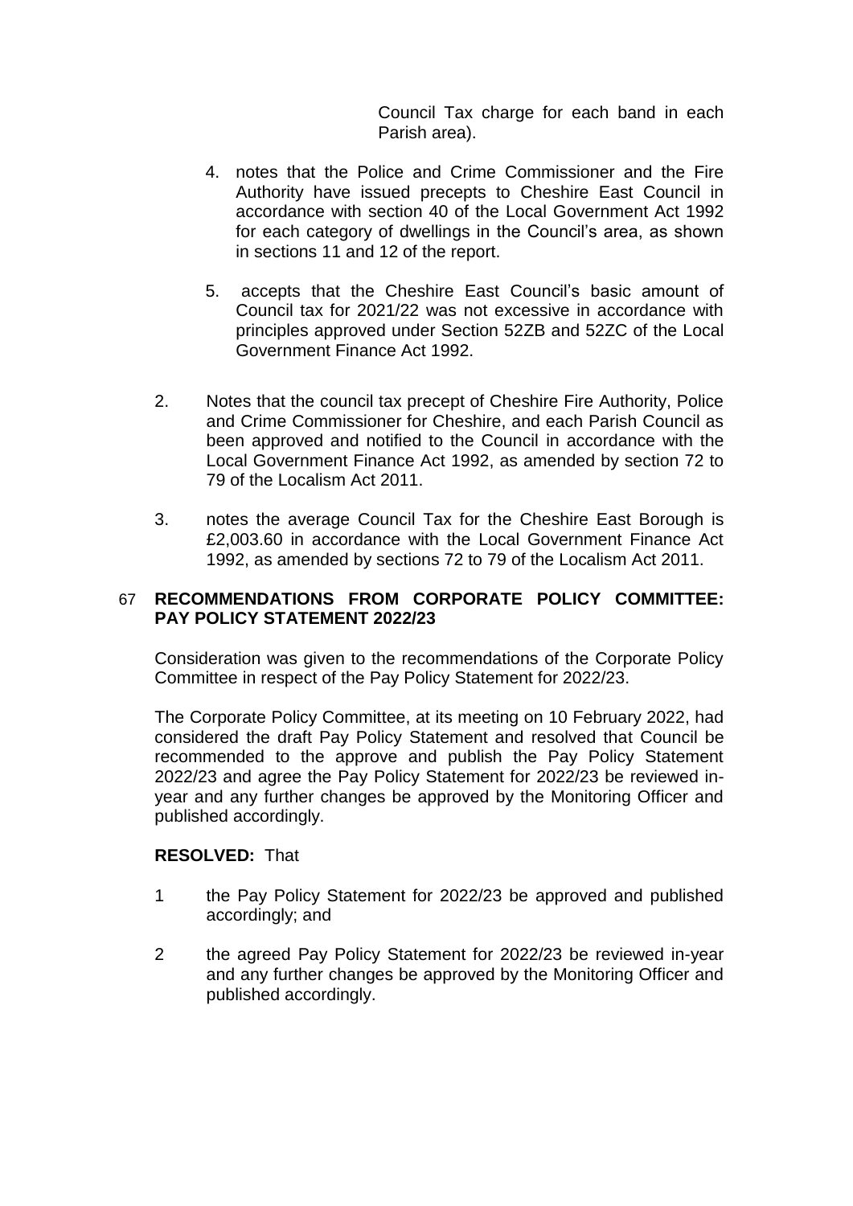Council Tax charge for each band in each Parish area).

4. notes that the Police and Crime Commissioner and the Fire Authority have issued precepts to Cheshire East Council in accordance with section 40 of the Local Government Act 1992 for each category of dwellings in the Council's area, as shown in sections 11 and 12 of the report.

5. accepts that the Cheshire East Council's basic amount of Council tax for 2021/22 was not excessive in accordance with principles approved under Section 52ZB and 52ZC of the Local Government Finance Act 1992.

2. Notes that the council tax precept of Cheshire Fire Authority, Police and Crime Commissioner for Cheshire, and each Parish Council as been approved and notified to the Council in accordance with the Local Government Finance Act 1992, as amended by section 72 to 79 of the Localism Act 2011.

3. notes the average Council Tax for the Cheshire East Borough is £2,003.60 in accordance with the Local Government Finance Act 1992, as amended by sections 72 to 79 of the Localism Act 2011.

## 67 RECOMMENDATIONS FROM CORPORATE POLICY COMMITTEE: PAY POLICY STATEMENT 2022/23

Consideration was given to the recommendations of the Corporate Policy Committee in respect of the Pay Policy Statement for 2022/23.

The Corporate Policy Committee, at its meeting on 10 February 2022, had considered the draft Pay Policy Statement and resolved that Council be recommended to the approve and publish the Pay Policy Statement 2022/23 and agree the Pay Policy Statement for 2022/23 be reviewed in-year and any further changes be approved by the Monitoring Officer and published accordingly.

**RESOLVED:** That

1 the Pay Policy Statement for 2022/23 be approved and published accordingly; and

2 the agreed Pay Policy Statement for 2022/23 be reviewed in-year and any further changes be approved by the Monitoring Officer and published accordingly.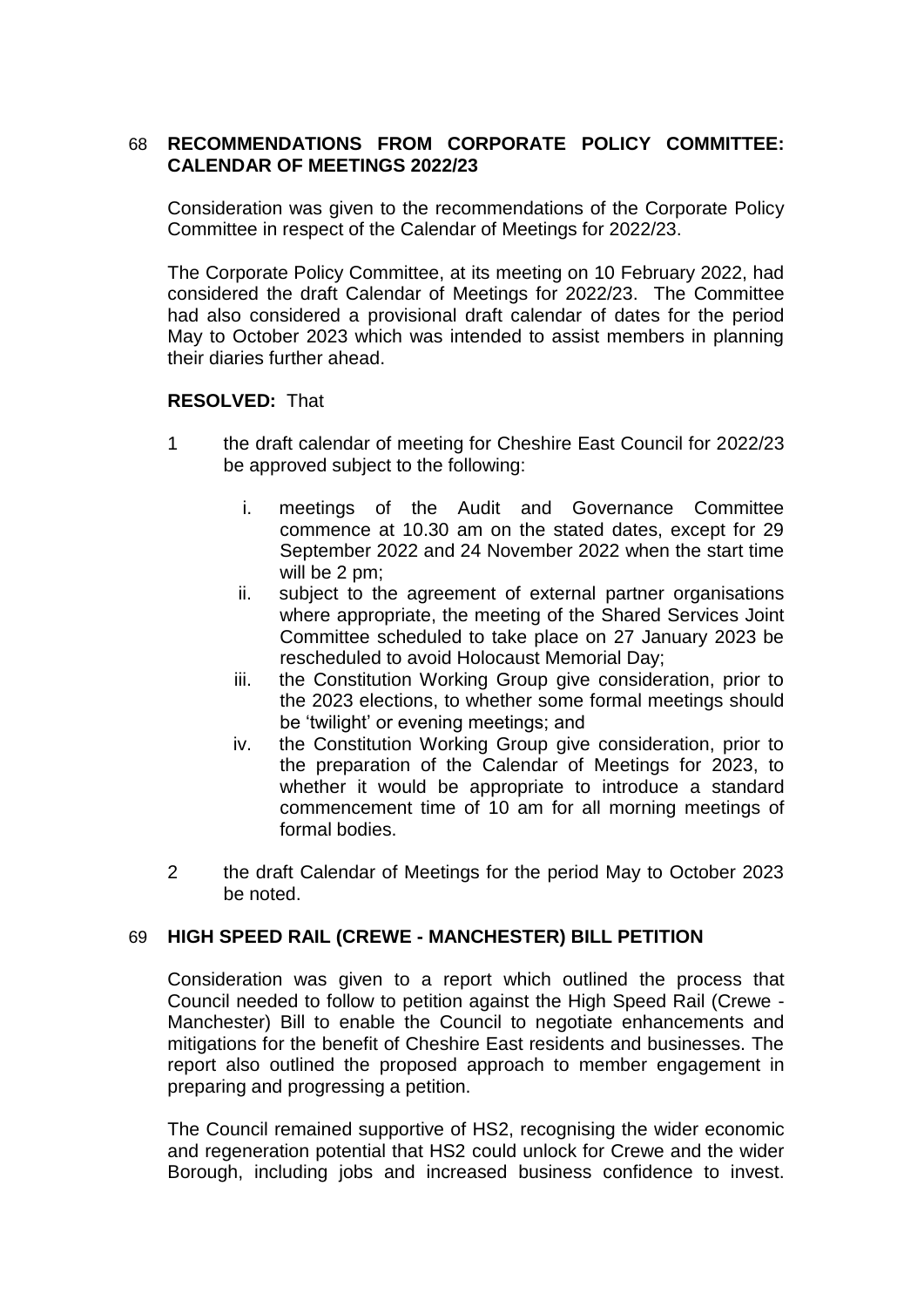## 68 RECOMMENDATIONS FROM CORPORATE POLICY COMMITTEE: CALENDAR OF MEETINGS 2022/23

Consideration was given to the recommendations of the Corporate Policy Committee in respect of the Calendar of Meetings for 2022/23.

The Corporate Policy Committee, at its meeting on 10 February 2022, had considered the draft Calendar of Meetings for 2022/23. The Committee had also considered a provisional draft calendar of dates for the period May to October 2023 which was intended to assist members in planning their diaries further ahead.

**RESOLVED:** That

1 the draft calendar of meeting for Cheshire East Council for 2022/23 be approved subject to the following:

   i. meetings of the Audit and Governance Committee commence at 10.30 am on the stated dates, except for 29 September 2022 and 24 November 2022 when the start time will be 2 pm;
   ii. subject to the agreement of external partner organisations where appropriate, the meeting of the Shared Services Joint Committee scheduled to take place on 27 January 2023 be rescheduled to avoid Holocaust Memorial Day;
   iii. the Constitution Working Group give consideration, prior to the 2023 elections, to whether some formal meetings should be 'twilight' or evening meetings; and
   iv. the Constitution Working Group give consideration, prior to the preparation of the Calendar of Meetings for 2023, to whether it would be appropriate to introduce a standard commencement time of 10 am for all morning meetings of formal bodies.

2 the draft Calendar of Meetings for the period May to October 2023 be noted.

## 69 HIGH SPEED RAIL (CREWE - MANCHESTER) BILL PETITION

Consideration was given to a report which outlined the process that Council needed to follow to petition against the High Speed Rail (Crewe - Manchester) Bill to enable the Council to negotiate enhancements and mitigations for the benefit of Cheshire East residents and businesses. The report also outlined the proposed approach to member engagement in preparing and progressing a petition.

The Council remained supportive of HS2, recognising the wider economic and regeneration potential that HS2 could unlock for Crewe and the wider Borough, including jobs and increased business confidence to invest.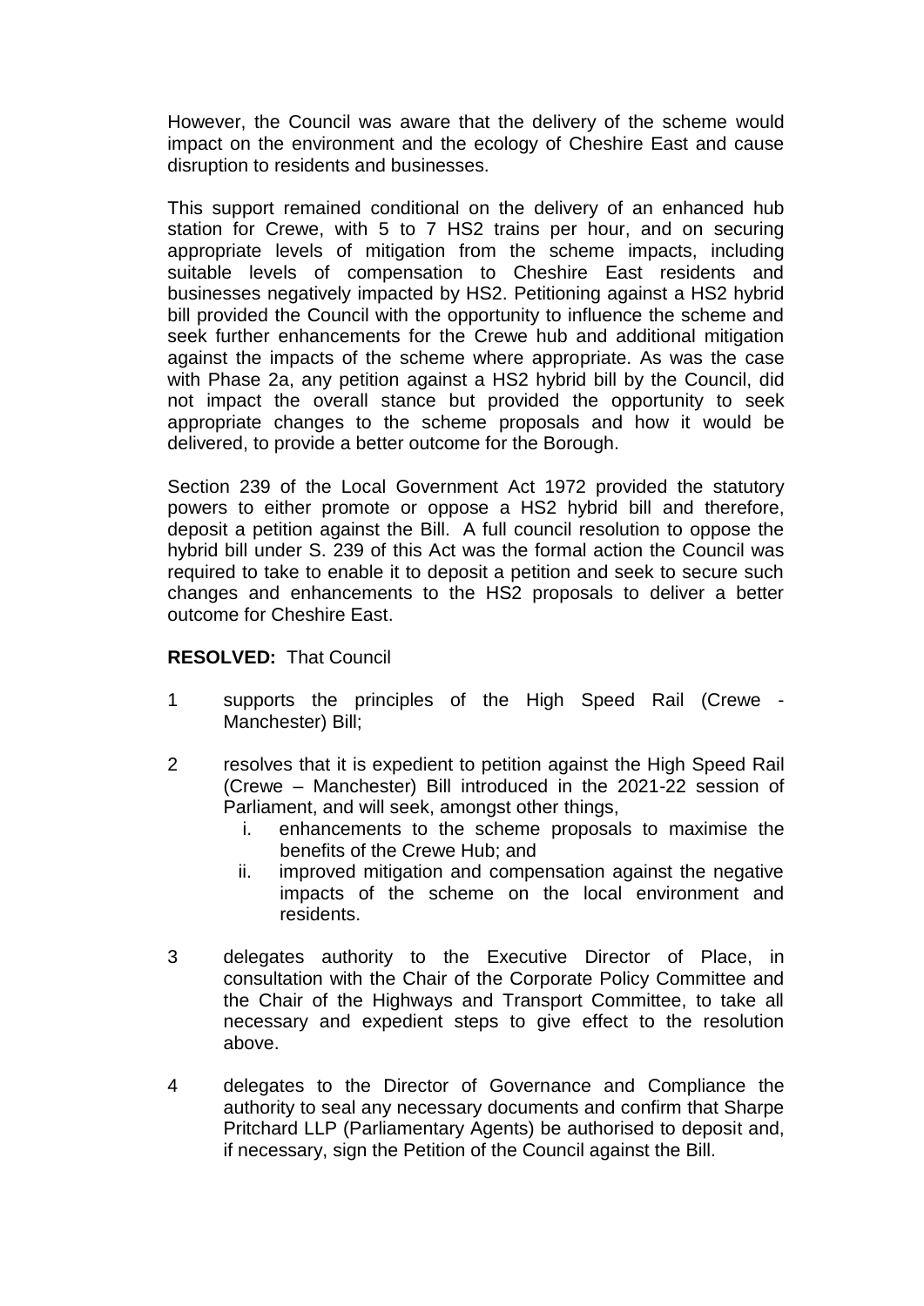However, the Council was aware that the delivery of the scheme would impact on the environment and the ecology of Cheshire East and cause disruption to residents and businesses.

This support remained conditional on the delivery of an enhanced hub station for Crewe, with 5 to 7 HS2 trains per hour, and on securing appropriate levels of mitigation from the scheme impacts, including suitable levels of compensation to Cheshire East residents and businesses negatively impacted by HS2. Petitioning against a HS2 hybrid bill provided the Council with the opportunity to influence the scheme and seek further enhancements for the Crewe hub and additional mitigation against the impacts of the scheme where appropriate. As was the case with Phase 2a, any petition against a HS2 hybrid bill by the Council, did not impact the overall stance but provided the opportunity to seek appropriate changes to the scheme proposals and how it would be delivered, to provide a better outcome for the Borough.

Section 239 of the Local Government Act 1972 provided the statutory powers to either promote or oppose a HS2 hybrid bill and therefore, deposit a petition against the Bill. A full council resolution to oppose the hybrid bill under S. 239 of this Act was the formal action the Council was required to take to enable it to deposit a petition and seek to secure such changes and enhancements to the HS2 proposals to deliver a better outcome for Cheshire East.

**RESOLVED:** That Council

1. supports the principles of the High Speed Rail (Crewe - Manchester) Bill;

2. resolves that it is expedient to petition against the High Speed Rail (Crewe – Manchester) Bill introduced in the 2021-22 session of Parliament, and will seek, amongst other things,
   i. enhancements to the scheme proposals to maximise the benefits of the Crewe Hub; and
   ii. improved mitigation and compensation against the negative impacts of the scheme on the local environment and residents.

3. delegates authority to the Executive Director of Place, in consultation with the Chair of the Corporate Policy Committee and the Chair of the Highways and Transport Committee, to take all necessary and expedient steps to give effect to the resolution above.

4. delegates to the Director of Governance and Compliance the authority to seal any necessary documents and confirm that Sharpe Pritchard LLP (Parliamentary Agents) be authorised to deposit and, if necessary, sign the Petition of the Council against the Bill.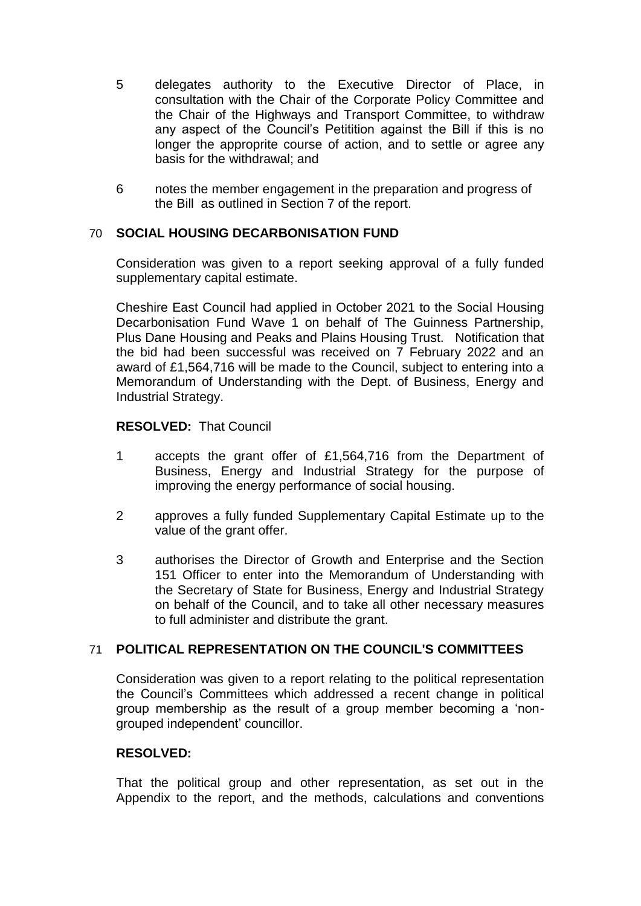5 delegates authority to the Executive Director of Place, in consultation with the Chair of the Corporate Policy Committee and the Chair of the Highways and Transport Committee, to withdraw any aspect of the Council's Petitition against the Bill if this is no longer the approprite course of action, and to settle or agree any basis for the withdrawal; and

6 notes the member engagement in the preparation and progress of the Bill as outlined in Section 7 of the report.

## 70 SOCIAL HOUSING DECARBONISATION FUND

Consideration was given to a report seeking approval of a fully funded supplementary capital estimate.

Cheshire East Council had applied in October 2021 to the Social Housing Decarbonisation Fund Wave 1 on behalf of The Guinness Partnership, Plus Dane Housing and Peaks and Plains Housing Trust. Notification that the bid had been successful was received on 7 February 2022 and an award of £1,564,716 will be made to the Council, subject to entering into a Memorandum of Understanding with the Dept. of Business, Energy and Industrial Strategy.

**RESOLVED:** That Council

1 accepts the grant offer of £1,564,716 from the Department of Business, Energy and Industrial Strategy for the purpose of improving the energy performance of social housing.

2 approves a fully funded Supplementary Capital Estimate up to the value of the grant offer.

3 authorises the Director of Growth and Enterprise and the Section 151 Officer to enter into the Memorandum of Understanding with the Secretary of State for Business, Energy and Industrial Strategy on behalf of the Council, and to take all other necessary measures to full administer and distribute the grant.

## 71 POLITICAL REPRESENTATION ON THE COUNCIL'S COMMITTEES

Consideration was given to a report relating to the political representation the Council's Committees which addressed a recent change in political group membership as the result of a group member becoming a 'non-grouped independent' councillor.

**RESOLVED:**

That the political group and other representation, as set out in the Appendix to the report, and the methods, calculations and conventions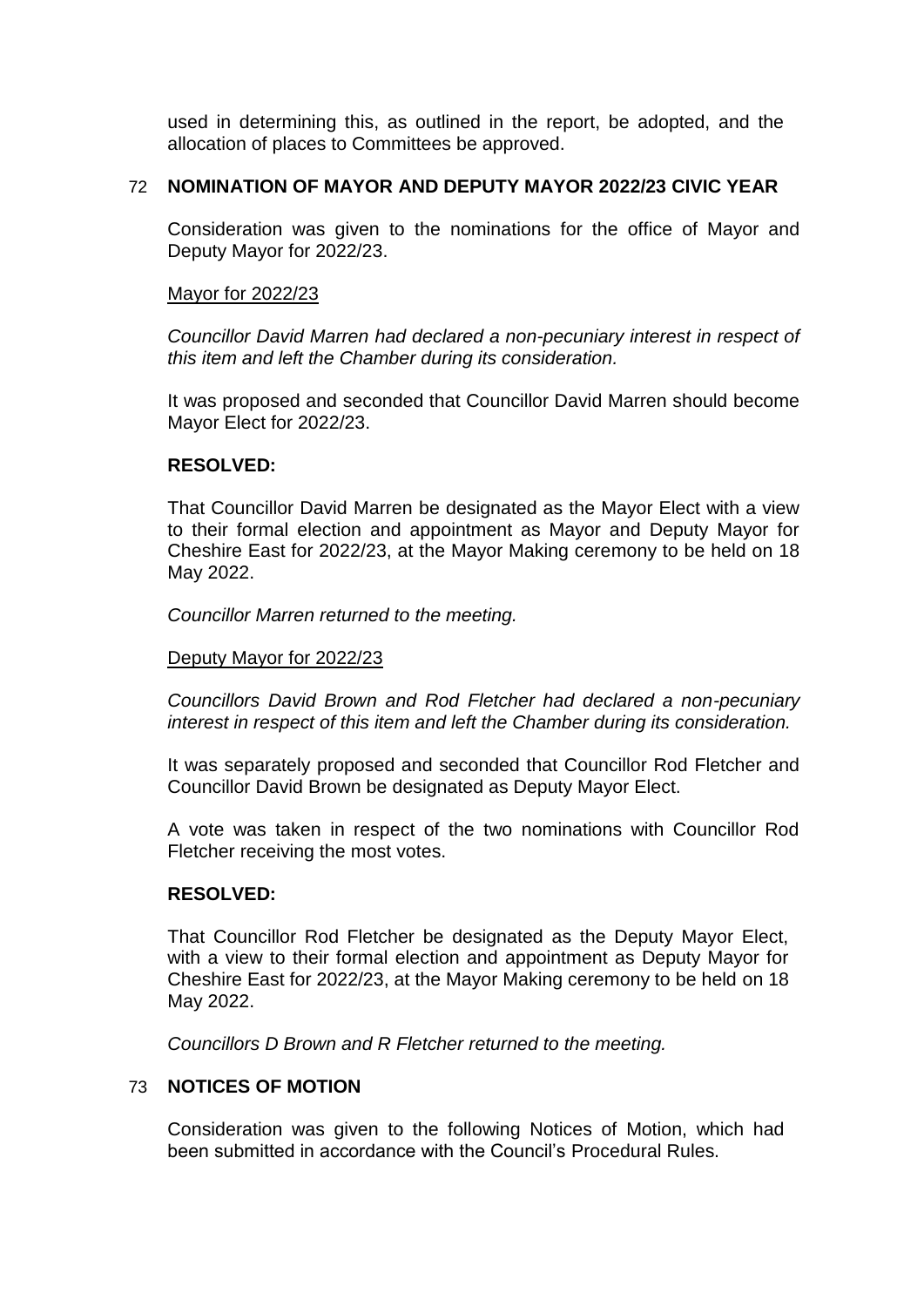used in determining this, as outlined in the report, be adopted, and the allocation of places to Committees be approved.

## 72 NOMINATION OF MAYOR AND DEPUTY MAYOR 2022/23 CIVIC YEAR

Consideration was given to the nominations for the office of Mayor and Deputy Mayor for 2022/23.

Mayor for 2022/23

*Councillor David Marren had declared a non-pecuniary interest in respect of this item and left the Chamber during its consideration.*

It was proposed and seconded that Councillor David Marren should become Mayor Elect for 2022/23.

**RESOLVED:**

That Councillor David Marren be designated as the Mayor Elect with a view to their formal election and appointment as Mayor and Deputy Mayor for Cheshire East for 2022/23, at the Mayor Making ceremony to be held on 18 May 2022.

*Councillor Marren returned to the meeting.*

Deputy Mayor for 2022/23

*Councillors David Brown and Rod Fletcher had declared a non-pecuniary interest in respect of this item and left the Chamber during its consideration.*

It was separately proposed and seconded that Councillor Rod Fletcher and Councillor David Brown be designated as Deputy Mayor Elect.

A vote was taken in respect of the two nominations with Councillor Rod Fletcher receiving the most votes.

**RESOLVED:**

That Councillor Rod Fletcher be designated as the Deputy Mayor Elect, with a view to their formal election and appointment as Deputy Mayor for Cheshire East for 2022/23, at the Mayor Making ceremony to be held on 18 May 2022.

*Councillors D Brown and R Fletcher returned to the meeting.*

## 73 NOTICES OF MOTION

Consideration was given to the following Notices of Motion, which had been submitted in accordance with the Council's Procedural Rules.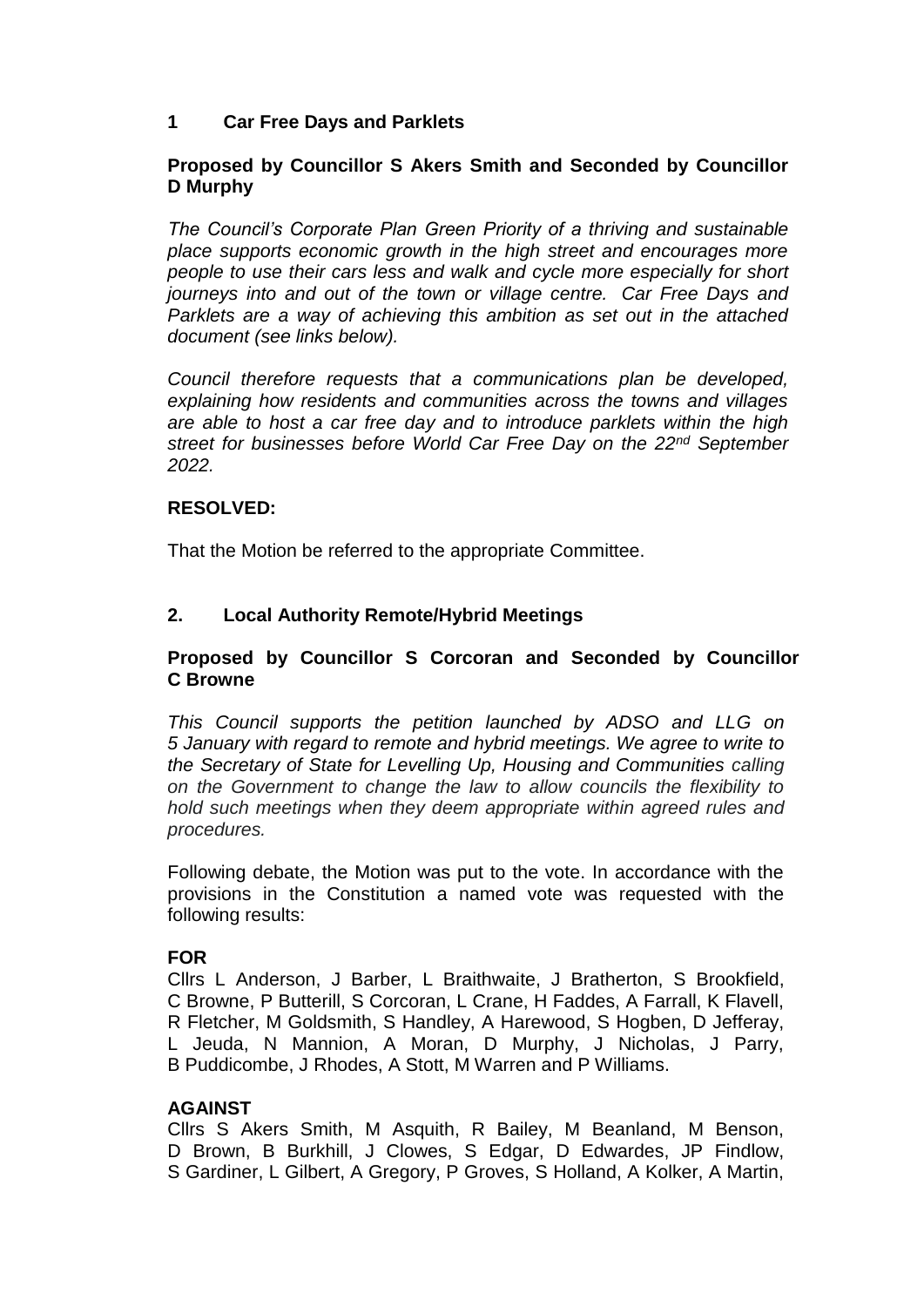## 1 Car Free Days and Parklets

**Proposed by Councillor S Akers Smith and Seconded by Councillor D Murphy**

*The Council's Corporate Plan Green Priority of a thriving and sustainable place supports economic growth in the high street and encourages more people to use their cars less and walk and cycle more especially for short journeys into and out of the town or village centre. Car Free Days and Parklets are a way of achieving this ambition as set out in the attached document (see links below).*

*Council therefore requests that a communications plan be developed, explaining how residents and communities across the towns and villages are able to host a car free day and to introduce parklets within the high street for businesses before World Car Free Day on the 22nd September 2022.*

**RESOLVED:**

That the Motion be referred to the appropriate Committee.

## 2. Local Authority Remote/Hybrid Meetings

**Proposed by Councillor S Corcoran and Seconded by Councillor C Browne**

*This Council supports the petition launched by ADSO and LLG on 5 January with regard to remote and hybrid meetings. We agree to write to the Secretary of State for Levelling Up, Housing and Communities calling on the Government to change the law to allow councils the flexibility to hold such meetings when they deem appropriate within agreed rules and procedures.*

Following debate, the Motion was put to the vote. In accordance with the provisions in the Constitution a named vote was requested with the following results:

**FOR**

Cllrs L Anderson, J Barber, L Braithwaite, J Bratherton, S Brookfield, C Browne, P Butterill, S Corcoran, L Crane, H Faddes, A Farrall, K Flavell, R Fletcher, M Goldsmith, S Handley, A Harewood, S Hogben, D Jefferay, L Jeuda, N Mannion, A Moran, D Murphy, J Nicholas, J Parry, B Puddicombe, J Rhodes, A Stott, M Warren and P Williams.

**AGAINST**

Cllrs S Akers Smith, M Asquith, R Bailey, M Beanland, M Benson, D Brown, B Burkhill, J Clowes, S Edgar, D Edwardes, JP Findlow, S Gardiner, L Gilbert, A Gregory, P Groves, S Holland, A Kolker, A Martin,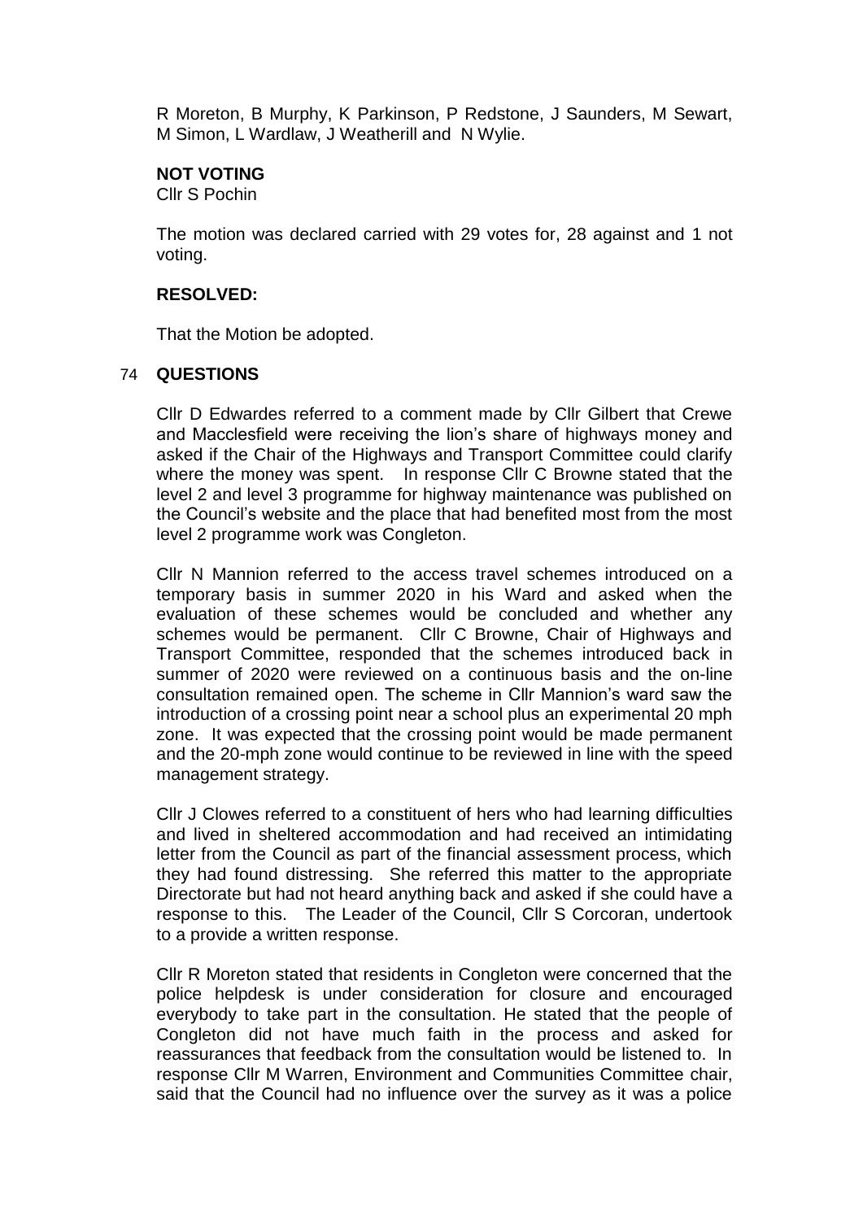R Moreton, B Murphy, K Parkinson, P Redstone, J Saunders, M Sewart, M Simon, L Wardlaw, J Weatherill and N Wylie.

**NOT VOTING**
Cllr S Pochin

The motion was declared carried with 29 votes for, 28 against and 1 not voting.

**RESOLVED:**

That the Motion be adopted.

## 74 QUESTIONS

Cllr D Edwardes referred to a comment made by Cllr Gilbert that Crewe and Macclesfield were receiving the lion's share of highways money and asked if the Chair of the Highways and Transport Committee could clarify where the money was spent. In response Cllr C Browne stated that the level 2 and level 3 programme for highway maintenance was published on the Council's website and the place that had benefited most from the most level 2 programme work was Congleton.

Cllr N Mannion referred to the access travel schemes introduced on a temporary basis in summer 2020 in his Ward and asked when the evaluation of these schemes would be concluded and whether any schemes would be permanent. Cllr C Browne, Chair of Highways and Transport Committee, responded that the schemes introduced back in summer of 2020 were reviewed on a continuous basis and the on-line consultation remained open. The scheme in Cllr Mannion's ward saw the introduction of a crossing point near a school plus an experimental 20 mph zone. It was expected that the crossing point would be made permanent and the 20-mph zone would continue to be reviewed in line with the speed management strategy.

Cllr J Clowes referred to a constituent of hers who had learning difficulties and lived in sheltered accommodation and had received an intimidating letter from the Council as part of the financial assessment process, which they had found distressing. She referred this matter to the appropriate Directorate but had not heard anything back and asked if she could have a response to this. The Leader of the Council, Cllr S Corcoran, undertook to a provide a written response.

Cllr R Moreton stated that residents in Congleton were concerned that the police helpdesk is under consideration for closure and encouraged everybody to take part in the consultation. He stated that the people of Congleton did not have much faith in the process and asked for reassurances that feedback from the consultation would be listened to. In response Cllr M Warren, Environment and Communities Committee chair, said that the Council had no influence over the survey as it was a police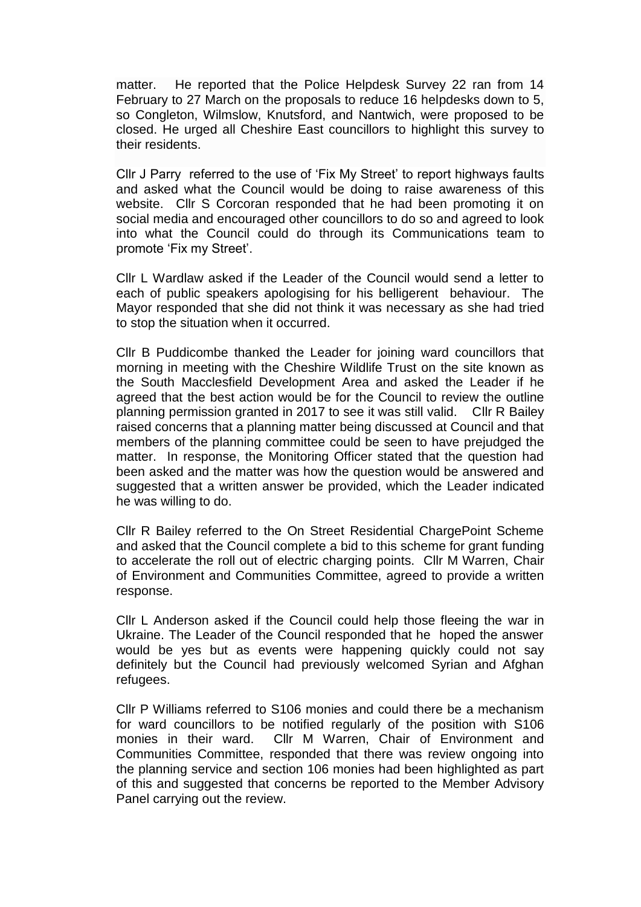matter. He reported that the Police Helpdesk Survey 22 ran from 14 February to 27 March on the proposals to reduce 16 helpdesks down to 5, so Congleton, Wilmslow, Knutsford, and Nantwich, were proposed to be closed. He urged all Cheshire East councillors to highlight this survey to their residents.

Cllr J Parry referred to the use of 'Fix My Street' to report highways faults and asked what the Council would be doing to raise awareness of this website. Cllr S Corcoran responded that he had been promoting it on social media and encouraged other councillors to do so and agreed to look into what the Council could do through its Communications team to promote 'Fix my Street'.

Cllr L Wardlaw asked if the Leader of the Council would send a letter to each of public speakers apologising for his belligerent behaviour. The Mayor responded that she did not think it was necessary as she had tried to stop the situation when it occurred.

Cllr B Puddicombe thanked the Leader for joining ward councillors that morning in meeting with the Cheshire Wildlife Trust on the site known as the South Macclesfield Development Area and asked the Leader if he agreed that the best action would be for the Council to review the outline planning permission granted in 2017 to see it was still valid. Cllr R Bailey raised concerns that a planning matter being discussed at Council and that members of the planning committee could be seen to have prejudged the matter. In response, the Monitoring Officer stated that the question had been asked and the matter was how the question would be answered and suggested that a written answer be provided, which the Leader indicated he was willing to do.

Cllr R Bailey referred to the On Street Residential ChargePoint Scheme and asked that the Council complete a bid to this scheme for grant funding to accelerate the roll out of electric charging points. Cllr M Warren, Chair of Environment and Communities Committee, agreed to provide a written response.

Cllr L Anderson asked if the Council could help those fleeing the war in Ukraine. The Leader of the Council responded that he hoped the answer would be yes but as events were happening quickly could not say definitely but the Council had previously welcomed Syrian and Afghan refugees.

Cllr P Williams referred to S106 monies and could there be a mechanism for ward councillors to be notified regularly of the position with S106 monies in their ward. Cllr M Warren, Chair of Environment and Communities Committee, responded that there was review ongoing into the planning service and section 106 monies had been highlighted as part of this and suggested that concerns be reported to the Member Advisory Panel carrying out the review.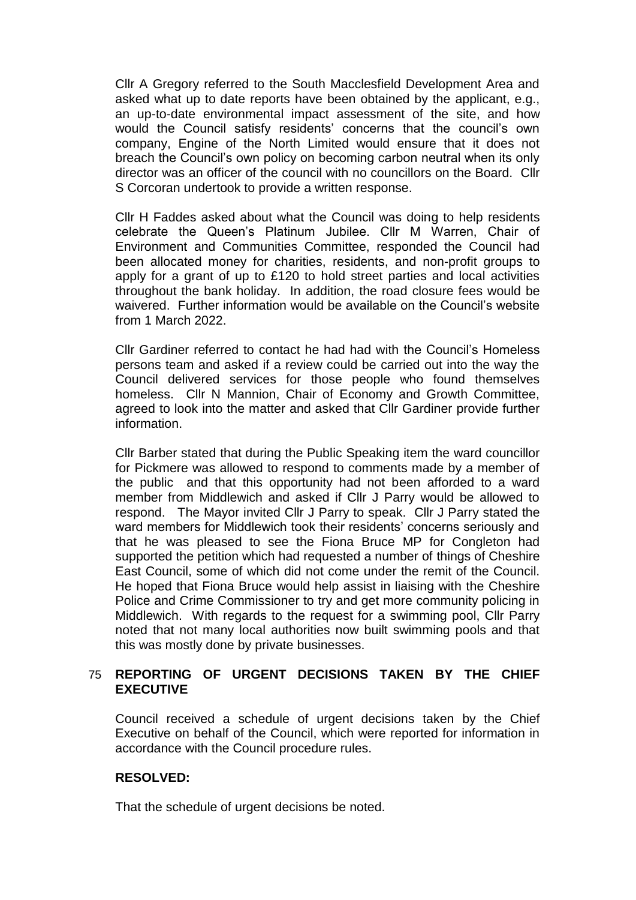Cllr A Gregory referred to the South Macclesfield Development Area and asked what up to date reports have been obtained by the applicant, e.g., an up-to-date environmental impact assessment of the site, and how would the Council satisfy residents' concerns that the council's own company, Engine of the North Limited would ensure that it does not breach the Council's own policy on becoming carbon neutral when its only director was an officer of the council with no councillors on the Board. Cllr S Corcoran undertook to provide a written response.

Cllr H Faddes asked about what the Council was doing to help residents celebrate the Queen's Platinum Jubilee. Cllr M Warren, Chair of Environment and Communities Committee, responded the Council had been allocated money for charities, residents, and non-profit groups to apply for a grant of up to £120 to hold street parties and local activities throughout the bank holiday. In addition, the road closure fees would be waivered. Further information would be available on the Council's website from 1 March 2022.

Cllr Gardiner referred to contact he had had with the Council's Homeless persons team and asked if a review could be carried out into the way the Council delivered services for those people who found themselves homeless. Cllr N Mannion, Chair of Economy and Growth Committee, agreed to look into the matter and asked that Cllr Gardiner provide further information.

Cllr Barber stated that during the Public Speaking item the ward councillor for Pickmere was allowed to respond to comments made by a member of the public and that this opportunity had not been afforded to a ward member from Middlewich and asked if Cllr J Parry would be allowed to respond. The Mayor invited Cllr J Parry to speak. Cllr J Parry stated the ward members for Middlewich took their residents' concerns seriously and that he was pleased to see the Fiona Bruce MP for Congleton had supported the petition which had requested a number of things of Cheshire East Council, some of which did not come under the remit of the Council. He hoped that Fiona Bruce would help assist in liaising with the Cheshire Police and Crime Commissioner to try and get more community policing in Middlewich. With regards to the request for a swimming pool, Cllr Parry noted that not many local authorities now built swimming pools and that this was mostly done by private businesses.

## 75 REPORTING OF URGENT DECISIONS TAKEN BY THE CHIEF EXECUTIVE

Council received a schedule of urgent decisions taken by the Chief Executive on behalf of the Council, which were reported for information in accordance with the Council procedure rules.

**RESOLVED:**

That the schedule of urgent decisions be noted.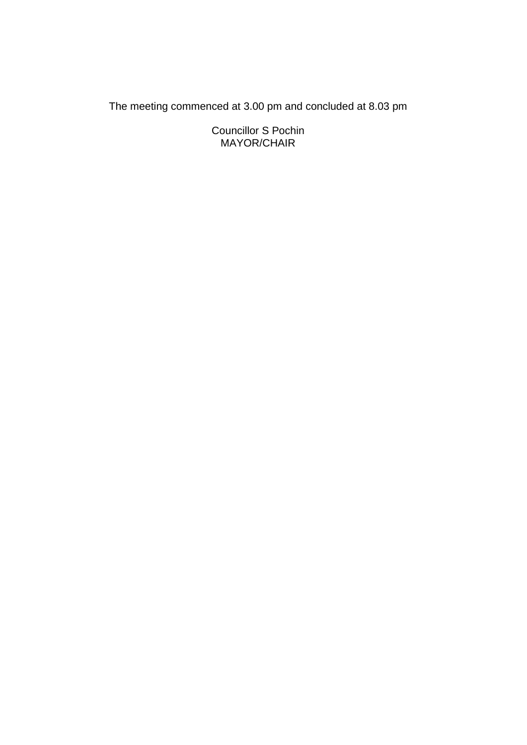The meeting commenced at 3.00 pm and concluded at 8.03 pm

Councillor S Pochin
MAYOR/CHAIR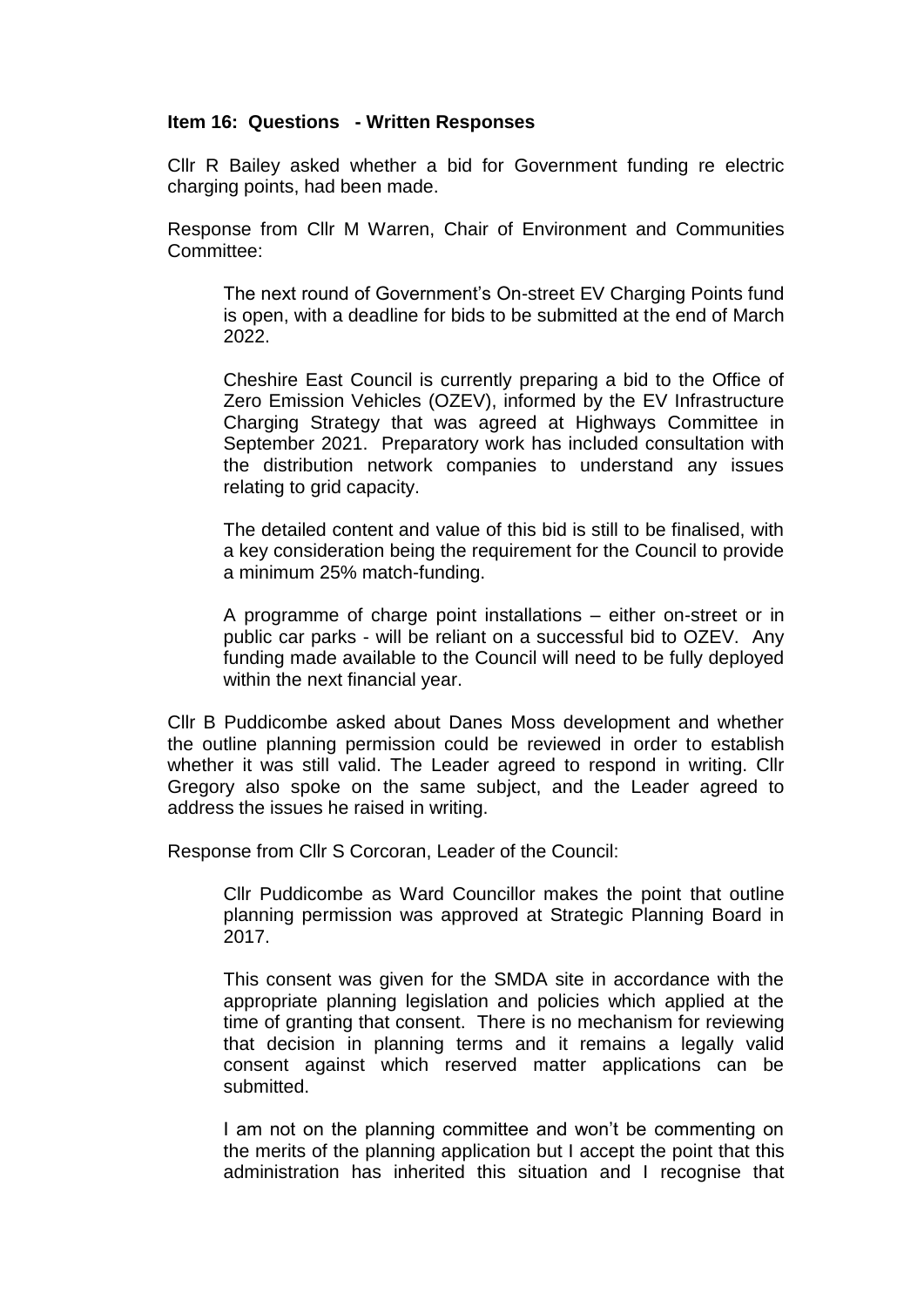**Item 16: Questions - Written Responses**

Cllr R Bailey asked whether a bid for Government funding re electric charging points, had been made.

Response from Cllr M Warren, Chair of Environment and Communities Committee:

> The next round of Government's On-street EV Charging Points fund is open, with a deadline for bids to be submitted at the end of March 2022.
>
> Cheshire East Council is currently preparing a bid to the Office of Zero Emission Vehicles (OZEV), informed by the EV Infrastructure Charging Strategy that was agreed at Highways Committee in September 2021. Preparatory work has included consultation with the distribution network companies to understand any issues relating to grid capacity.
>
> The detailed content and value of this bid is still to be finalised, with a key consideration being the requirement for the Council to provide a minimum 25% match-funding.
>
> A programme of charge point installations – either on-street or in public car parks - will be reliant on a successful bid to OZEV. Any funding made available to the Council will need to be fully deployed within the next financial year.

Cllr B Puddicombe asked about Danes Moss development and whether the outline planning permission could be reviewed in order to establish whether it was still valid. The Leader agreed to respond in writing. Cllr Gregory also spoke on the same subject, and the Leader agreed to address the issues he raised in writing.

Response from Cllr S Corcoran, Leader of the Council:

> Cllr Puddicombe as Ward Councillor makes the point that outline planning permission was approved at Strategic Planning Board in 2017.
>
> This consent was given for the SMDA site in accordance with the appropriate planning legislation and policies which applied at the time of granting that consent. There is no mechanism for reviewing that decision in planning terms and it remains a legally valid consent against which reserved matter applications can be submitted.
>
> I am not on the planning committee and won't be commenting on the merits of the planning application but I accept the point that this administration has inherited this situation and I recognise that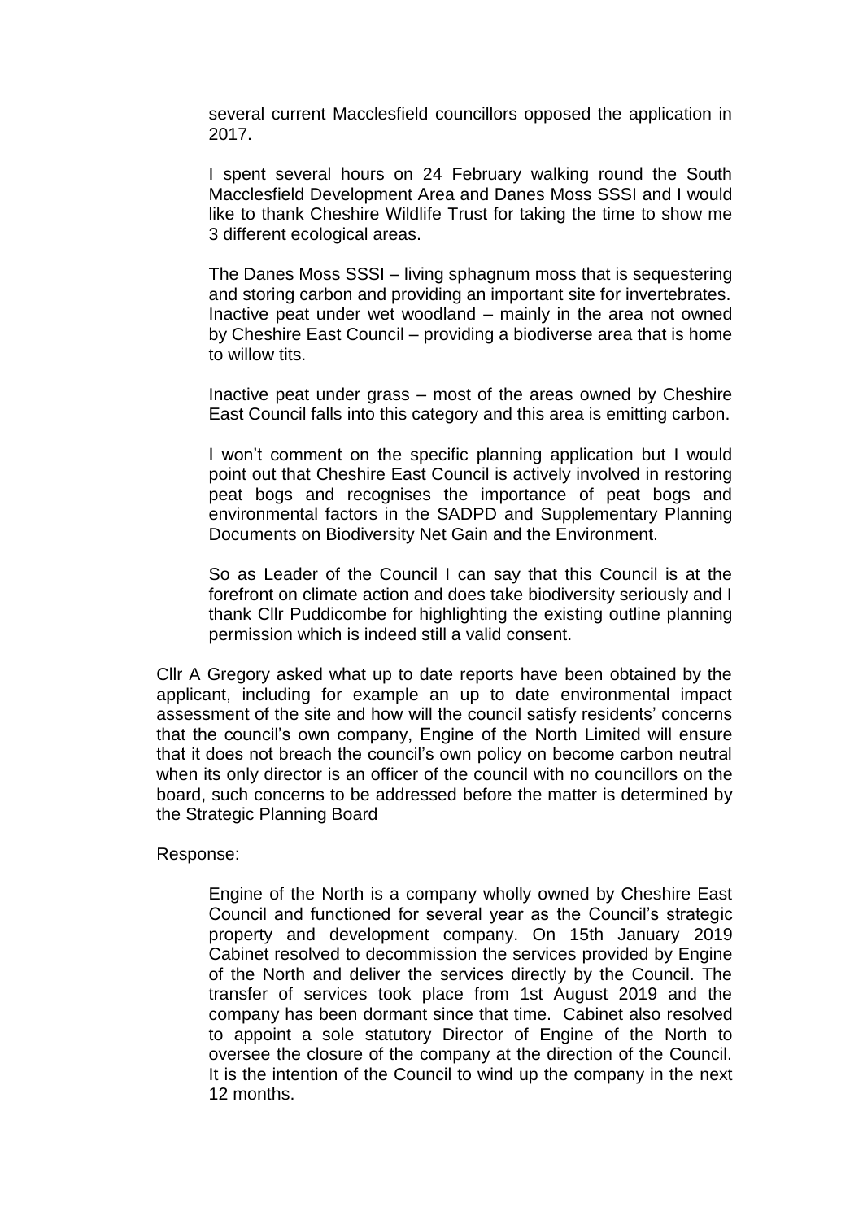several current Macclesfield councillors opposed the application in 2017.

I spent several hours on 24 February walking round the South Macclesfield Development Area and Danes Moss SSSI and I would like to thank Cheshire Wildlife Trust for taking the time to show me 3 different ecological areas.

The Danes Moss SSSI – living sphagnum moss that is sequestering and storing carbon and providing an important site for invertebrates. Inactive peat under wet woodland – mainly in the area not owned by Cheshire East Council – providing a biodiverse area that is home to willow tits.

Inactive peat under grass – most of the areas owned by Cheshire East Council falls into this category and this area is emitting carbon.

I won't comment on the specific planning application but I would point out that Cheshire East Council is actively involved in restoring peat bogs and recognises the importance of peat bogs and environmental factors in the SADPD and Supplementary Planning Documents on Biodiversity Net Gain and the Environment.

So as Leader of the Council I can say that this Council is at the forefront on climate action and does take biodiversity seriously and I thank Cllr Puddicombe for highlighting the existing outline planning permission which is indeed still a valid consent.

Cllr A Gregory asked what up to date reports have been obtained by the applicant, including for example an up to date environmental impact assessment of the site and how will the council satisfy residents' concerns that the council's own company, Engine of the North Limited will ensure that it does not breach the council's own policy on become carbon neutral when its only director is an officer of the council with no councillors on the board, such concerns to be addressed before the matter is determined by the Strategic Planning Board

Response:

Engine of the North is a company wholly owned by Cheshire East Council and functioned for several year as the Council's strategic property and development company. On 15th January 2019 Cabinet resolved to decommission the services provided by Engine of the North and deliver the services directly by the Council. The transfer of services took place from 1st August 2019 and the company has been dormant since that time. Cabinet also resolved to appoint a sole statutory Director of Engine of the North to oversee the closure of the company at the direction of the Council. It is the intention of the Council to wind up the company in the next 12 months.